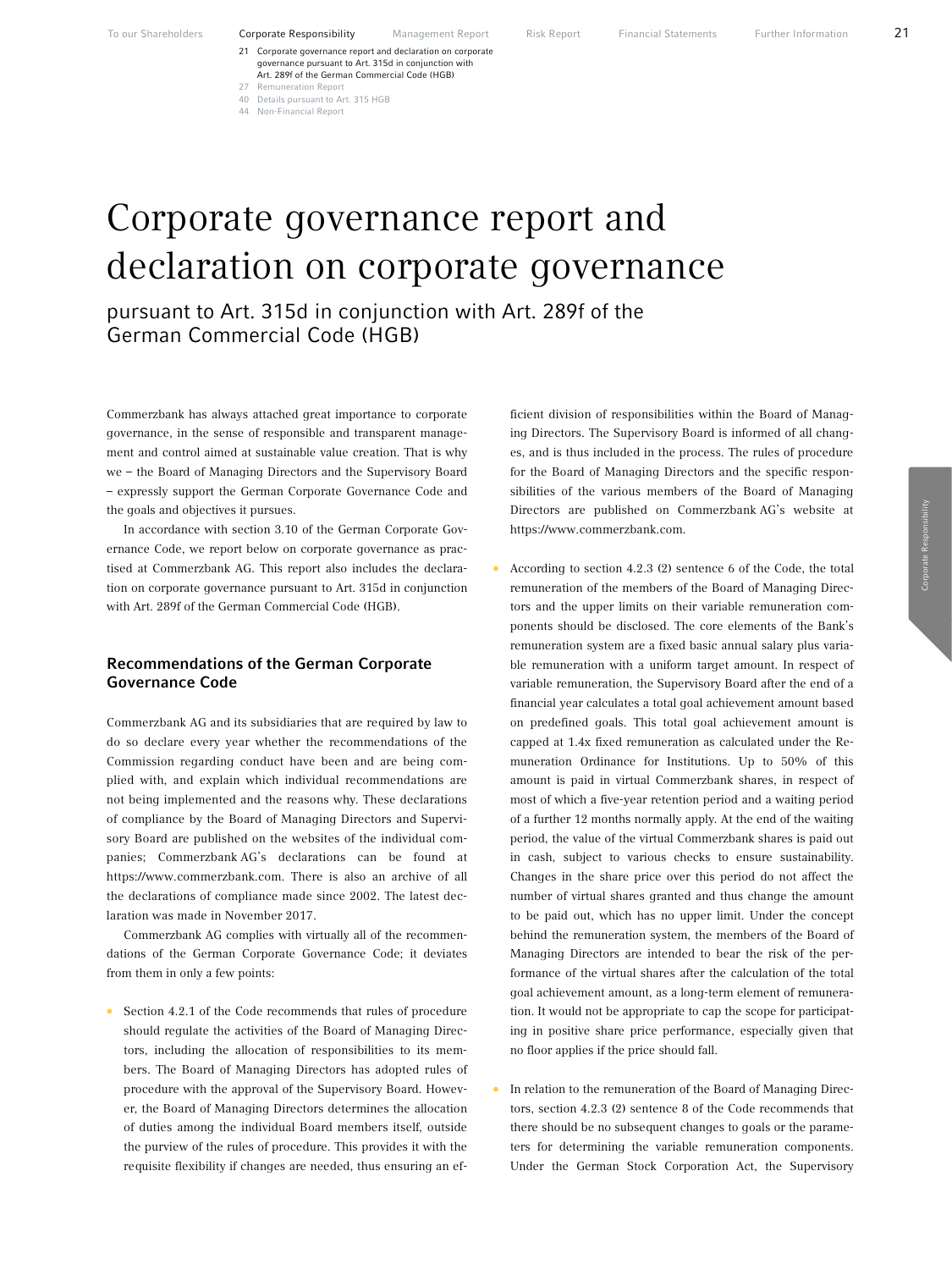# Corporate governance report and declaration on corporate governance

## pursuant to Art. 315d in conjunction with Art. 289f of the German Commercial Code (HGB)

Commerzbank has always attached great importance to corporate governance, in the sense of responsible and transparent management and control aimed at sustainable value creation. That is why we – the Board of Managing Directors and the Supervisory Board – expressly support the German Corporate Governance Code and the goals and objectives it pursues.

In accordance with section 3.10 of the German Corporate Governance Code, we report below on corporate governance as practised at Commerzbank AG. This report also includes the declaration on corporate governance pursuant to Art. 315d in conjunction with Art. 289f of the German Commercial Code (HGB).

### Recommendations of the German Corporate Governance Code

Commerzbank AG and its subsidiaries that are required by law to do so declare every year whether the recommendations of the Commission regarding conduct have been and are being complied with, and explain which individual recommendations are not being implemented and the reasons why. These declarations of compliance by the Board of Managing Directors and Supervisory Board are published on the websites of the individual companies; Commerzbank AG's declarations can be found at https://www.commerzbank.com. There is also an archive of all the declarations of compliance made since 2002. The latest declaration was made in November 2017.

Commerzbank AG complies with virtually all of the recommendations of the German Corporate Governance Code; it deviates from them in only a few points:

- Section 4.2.1 of the Code recommends that rules of procedure should regulate the activities of the Board of Managing Directors, including the allocation of responsibilities to its members. The Board of Managing Directors has adopted rules of procedure with the approval of the Supervisory Board. However, the Board of Managing Directors determines the allocation of duties among the individual Board members itself, outside the purview of the rules of procedure. This provides it with the requisite flexibility if changes are needed, thus ensuring an efficient division of responsibilities within the Board of Managing Directors. The Supervisory Board is informed of all changes, and is thus included in the process. The rules of procedure for the Board of Managing Directors and the specific responsibilities of the various members of the Board of Managing Directors are published on Commerzbank AG's website at https://www.commerzbank.com.

- According to section 4.2.3 (2) sentence 6 of the Code, the total remuneration of the members of the Board of Managing Directors and the upper limits on their variable remuneration components should be disclosed. The core elements of the Bank's remuneration system are a fixed basic annual salary plus variable remuneration with a uniform target amount. In respect of variable remuneration, the Supervisory Board after the end of a financial year calculates a total goal achievement amount based on predefined goals. This total goal achievement amount is capped at 1.4x fixed remuneration as calculated under the Remuneration Ordinance for Institutions. Up to 50% of this amount is paid in virtual Commerzbank shares, in respect of most of which a five-year retention period and a waiting period of a further 12 months normally apply. At the end of the waiting period, the value of the virtual Commerzbank shares is paid out in cash, subject to various checks to ensure sustainability. Changes in the share price over this period do not affect the number of virtual shares granted and thus change the amount to be paid out, which has no upper limit. Under the concept behind the remuneration system, the members of the Board of Managing Directors are intended to bear the risk of the performance of the virtual shares after the calculation of the total goal achievement amount, as a long-term element of remuneration. It would not be appropriate to cap the scope for participating in positive share price performance, especially given that no floor applies if the price should fall.

- In relation to the remuneration of the Board of Managing Directors, section 4.2.3 (2) sentence 8 of the Code recommends that there should be no subsequent changes to goals or the parameters for determining the variable remuneration components. Under the German Stock Corporation Act, the Supervisory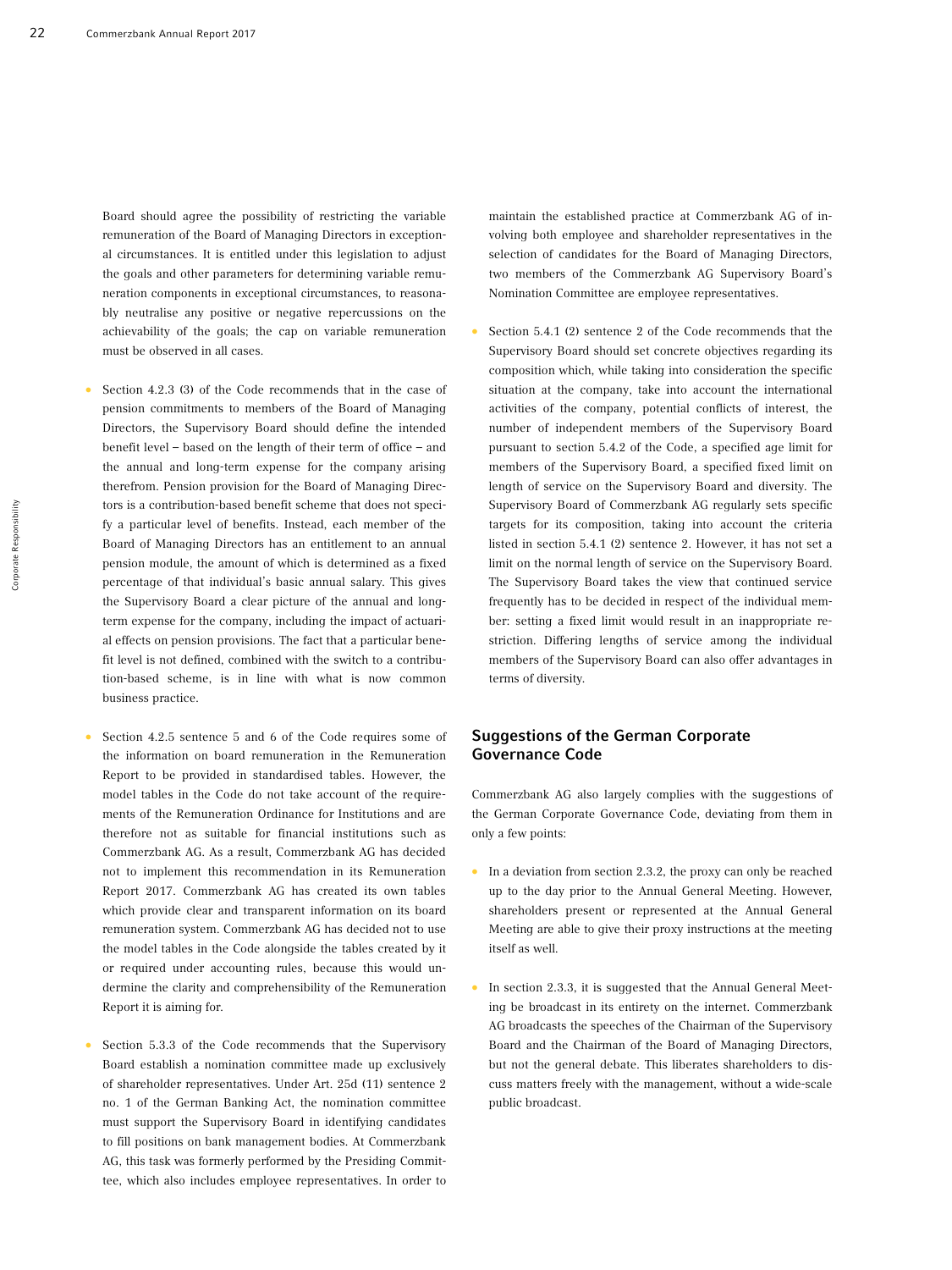Board should agree the possibility of restricting the variable remuneration of the Board of Managing Directors in exceptional circumstances. It is entitled under this legislation to adjust the goals and other parameters for determining variable remuneration components in exceptional circumstances, to reasonably neutralise any positive or negative repercussions on the achievability of the goals; the cap on variable remuneration must be observed in all cases.

- Section 4.2.3 (3) of the Code recommends that in the case of pension commitments to members of the Board of Managing Directors, the Supervisory Board should define the intended benefit level – based on the length of their term of office – and the annual and long-term expense for the company arising therefrom. Pension provision for the Board of Managing Directors is a contribution-based benefit scheme that does not specify a particular level of benefits. Instead, each member of the Board of Managing Directors has an entitlement to an annual pension module, the amount of which is determined as a fixed percentage of that individual's basic annual salary. This gives the Supervisory Board a clear picture of the annual and long-term expense for the company, including the impact of actuarial effects on pension provisions. The fact that a particular benefit level is not defined, combined with the switch to a contribution-based scheme, is in line with what is now common business practice.

- Section 4.2.5 sentence 5 and 6 of the Code requires some of the information on board remuneration in the Remuneration Report to be provided in standardised tables. However, the model tables in the Code do not take account of the requirements of the Remuneration Ordinance for Institutions and are therefore not as suitable for financial institutions such as Commerzbank AG. As a result, Commerzbank AG has decided not to implement this recommendation in its Remuneration Report 2017. Commerzbank AG has created its own tables which provide clear and transparent information on its board remuneration system. Commerzbank AG has decided not to use the model tables in the Code alongside the tables created by it or required under accounting rules, because this would undermine the clarity and comprehensibility of the Remuneration Report it is aiming for.

- Section 5.3.3 of the Code recommends that the Supervisory Board establish a nomination committee made up exclusively of shareholder representatives. Under Art. 25d (11) sentence 2 no. 1 of the German Banking Act, the nomination committee must support the Supervisory Board in identifying candidates to fill positions on bank management bodies. At Commerzbank AG, this task was formerly performed by the Presiding Committee, which also includes employee representatives. In order to maintain the established practice at Commerzbank AG of involving both employee and shareholder representatives in the selection of candidates for the Board of Managing Directors, two members of the Commerzbank AG Supervisory Board's Nomination Committee are employee representatives.

- Section 5.4.1 (2) sentence 2 of the Code recommends that the Supervisory Board should set concrete objectives regarding its composition which, while taking into consideration the specific situation at the company, take into account the international activities of the company, potential conflicts of interest, the number of independent members of the Supervisory Board pursuant to section 5.4.2 of the Code, a specified age limit for members of the Supervisory Board, a specified fixed limit on length of service on the Supervisory Board and diversity. The Supervisory Board of Commerzbank AG regularly sets specific targets for its composition, taking into account the criteria listed in section 5.4.1 (2) sentence 2. However, it has not set a limit on the normal length of service on the Supervisory Board. The Supervisory Board takes the view that continued service frequently has to be decided in respect of the individual member: setting a fixed limit would result in an inappropriate restriction. Differing lengths of service among the individual members of the Supervisory Board can also offer advantages in terms of diversity.

## Suggestions of the German Corporate Governance Code

Commerzbank AG also largely complies with the suggestions of the German Corporate Governance Code, deviating from them in only a few points:

- In a deviation from section 2.3.2, the proxy can only be reached up to the day prior to the Annual General Meeting. However, shareholders present or represented at the Annual General Meeting are able to give their proxy instructions at the meeting itself as well.

- In section 2.3.3, it is suggested that the Annual General Meeting be broadcast in its entirety on the internet. Commerzbank AG broadcasts the speeches of the Chairman of the Supervisory Board and the Chairman of the Board of Managing Directors, but not the general debate. This liberates shareholders to discuss matters freely with the management, without a wide-scale public broadcast.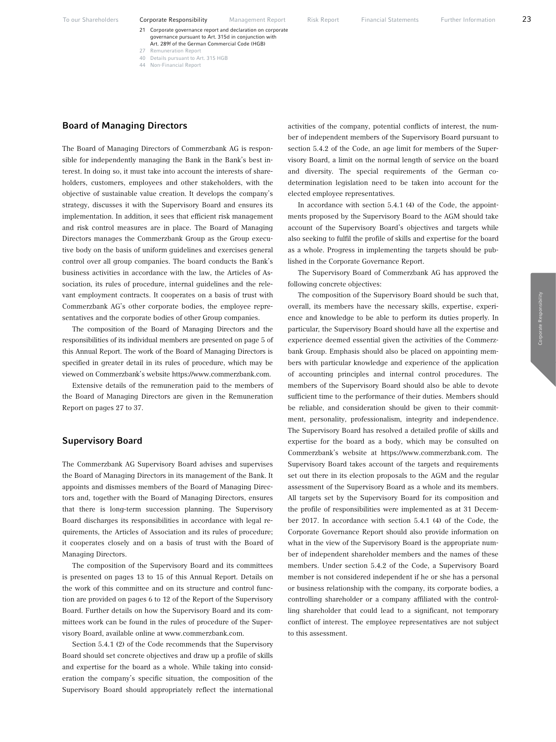## Board of Managing Directors

The Board of Managing Directors of Commerzbank AG is responsible for independently managing the Bank in the Bank's best interest. In doing so, it must take into account the interests of shareholders, customers, employees and other stakeholders, with the objective of sustainable value creation. It develops the company's strategy, discusses it with the Supervisory Board and ensures its implementation. In addition, it sees that efficient risk management and risk control measures are in place. The Board of Managing Directors manages the Commerzbank Group as the Group executive body on the basis of uniform guidelines and exercises general control over all group companies. The board conducts the Bank's business activities in accordance with the law, the Articles of Association, its rules of procedure, internal guidelines and the relevant employment contracts. It cooperates on a basis of trust with Commerzbank AG's other corporate bodies, the employee representatives and the corporate bodies of other Group companies.

The composition of the Board of Managing Directors and the responsibilities of its individual members are presented on page 5 of this Annual Report. The work of the Board of Managing Directors is specified in greater detail in its rules of procedure, which may be viewed on Commerzbank's website https://www.commerzbank.com.

Extensive details of the remuneration paid to the members of the Board of Managing Directors are given in the Remuneration Report on pages 27 to 37.

## Supervisory Board

The Commerzbank AG Supervisory Board advises and supervises the Board of Managing Directors in its management of the Bank. It appoints and dismisses members of the Board of Managing Directors and, together with the Board of Managing Directors, ensures that there is long-term succession planning. The Supervisory Board discharges its responsibilities in accordance with legal requirements, the Articles of Association and its rules of procedure; it cooperates closely and on a basis of trust with the Board of Managing Directors.

The composition of the Supervisory Board and its committees is presented on pages 13 to 15 of this Annual Report. Details on the work of this committee and on its structure and control function are provided on pages 6 to 12 of the Report of the Supervisory Board. Further details on how the Supervisory Board and its committees work can be found in the rules of procedure of the Supervisory Board, available online at www.commerzbank.com.

Section 5.4.1 (2) of the Code recommends that the Supervisory Board should set concrete objectives and draw up a profile of skills and expertise for the board as a whole. While taking into consideration the company's specific situation, the composition of the Supervisory Board should appropriately reflect the international activities of the company, potential conflicts of interest, the number of independent members of the Supervisory Board pursuant to section 5.4.2 of the Code, an age limit for members of the Supervisory Board, a limit on the normal length of service on the board and diversity. The special requirements of the German codetermination legislation need to be taken into account for the elected employee representatives.

In accordance with section 5.4.1 (4) of the Code, the appointments proposed by the Supervisory Board to the AGM should take account of the Supervisory Board's objectives and targets while also seeking to fulfil the profile of skills and expertise for the board as a whole. Progress in implementing the targets should be published in the Corporate Governance Report.

The Supervisory Board of Commerzbank AG has approved the following concrete objectives:

The composition of the Supervisory Board should be such that, overall, its members have the necessary skills, expertise, experience and knowledge to be able to perform its duties properly. In particular, the Supervisory Board should have all the expertise and experience deemed essential given the activities of the Commerzbank Group. Emphasis should also be placed on appointing members with particular knowledge and experience of the application of accounting principles and internal control procedures. The members of the Supervisory Board should also be able to devote sufficient time to the performance of their duties. Members should be reliable, and consideration should be given to their commitment, personality, professionalism, integrity and independence. The Supervisory Board has resolved a detailed profile of skills and expertise for the board as a body, which may be consulted on Commerzbank's website at https://www.commerzbank.com. The Supervisory Board takes account of the targets and requirements set out there in its election proposals to the AGM and the regular assessment of the Supervisory Board as a whole and its members. All targets set by the Supervisory Board for its composition and the profile of responsibilities were implemented as at 31 December 2017. In accordance with section 5.4.1 (4) of the Code, the Corporate Governance Report should also provide information on what in the view of the Supervisory Board is the appropriate number of independent shareholder members and the names of these members. Under section 5.4.2 of the Code, a Supervisory Board member is not considered independent if he or she has a personal or business relationship with the company, its corporate bodies, a controlling shareholder or a company affiliated with the controlling shareholder that could lead to a significant, not temporary conflict of interest. The employee representatives are not subject to this assessment.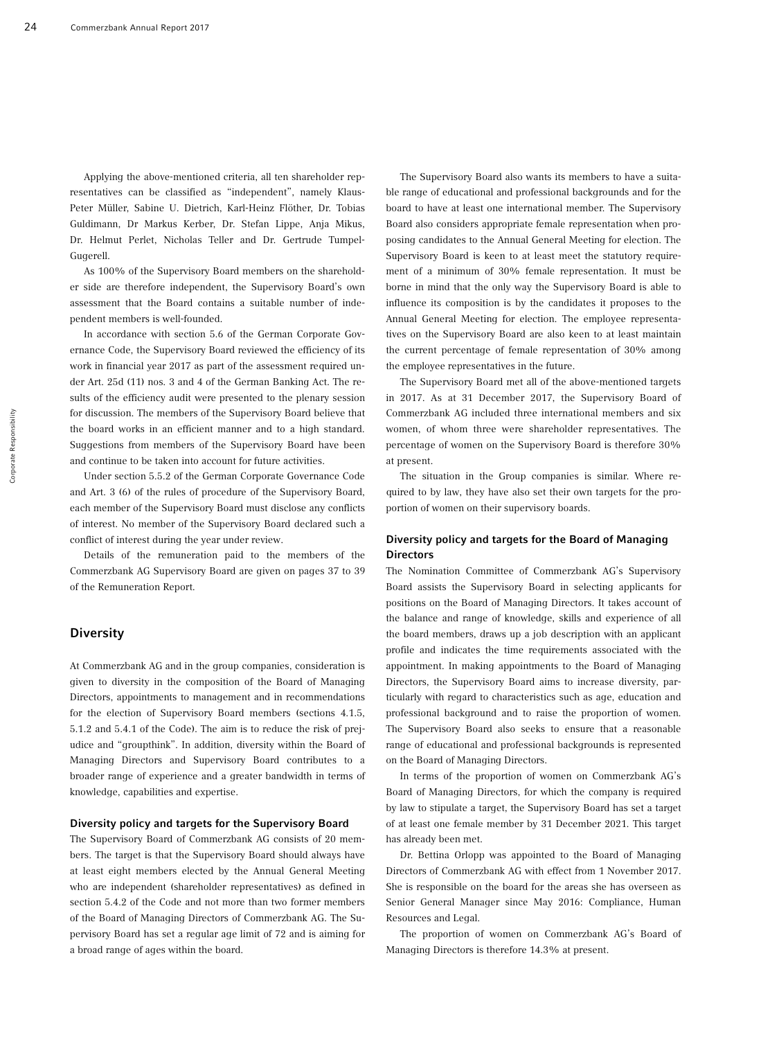Applying the above-mentioned criteria, all ten shareholder representatives can be classified as "independent", namely Klaus-Peter Müller, Sabine U. Dietrich, Karl-Heinz Flöther, Dr. Tobias Guldimann, Dr Markus Kerber, Dr. Stefan Lippe, Anja Mikus, Dr. Helmut Perlet, Nicholas Teller and Dr. Gertrude Tumpel-Gugerell.

As 100% of the Supervisory Board members on the shareholder side are therefore independent, the Supervisory Board's own assessment that the Board contains a suitable number of independent members is well-founded.

In accordance with section 5.6 of the German Corporate Governance Code, the Supervisory Board reviewed the efficiency of its work in financial year 2017 as part of the assessment required under Art. 25d (11) nos. 3 and 4 of the German Banking Act. The results of the efficiency audit were presented to the plenary session for discussion. The members of the Supervisory Board believe that the board works in an efficient manner and to a high standard. Suggestions from members of the Supervisory Board have been and continue to be taken into account for future activities.

Under section 5.5.2 of the German Corporate Governance Code and Art. 3 (6) of the rules of procedure of the Supervisory Board, each member of the Supervisory Board must disclose any conflicts of interest. No member of the Supervisory Board declared such a conflict of interest during the year under review.

Details of the remuneration paid to the members of the Commerzbank AG Supervisory Board are given on pages 37 to 39 of the Remuneration Report.

## Diversity

At Commerzbank AG and in the group companies, consideration is given to diversity in the composition of the Board of Managing Directors, appointments to management and in recommendations for the election of Supervisory Board members (sections 4.1.5, 5.1.2 and 5.4.1 of the Code). The aim is to reduce the risk of prejudice and "groupthink". In addition, diversity within the Board of Managing Directors and Supervisory Board contributes to a broader range of experience and a greater bandwidth in terms of knowledge, capabilities and expertise.

### Diversity policy and targets for the Supervisory Board

The Supervisory Board of Commerzbank AG consists of 20 members. The target is that the Supervisory Board should always have at least eight members elected by the Annual General Meeting who are independent (shareholder representatives) as defined in section 5.4.2 of the Code and not more than two former members of the Board of Managing Directors of Commerzbank AG. The Supervisory Board has set a regular age limit of 72 and is aiming for a broad range of ages within the board.

The Supervisory Board also wants its members to have a suitable range of educational and professional backgrounds and for the board to have at least one international member. The Supervisory Board also considers appropriate female representation when proposing candidates to the Annual General Meeting for election. The Supervisory Board is keen to at least meet the statutory requirement of a minimum of 30% female representation. It must be borne in mind that the only way the Supervisory Board is able to influence its composition is by the candidates it proposes to the Annual General Meeting for election. The employee representatives on the Supervisory Board are also keen to at least maintain the current percentage of female representation of 30% among the employee representatives in the future.

The Supervisory Board met all of the above-mentioned targets in 2017. As at 31 December 2017, the Supervisory Board of Commerzbank AG included three international members and six women, of whom three were shareholder representatives. The percentage of women on the Supervisory Board is therefore 30% at present.

The situation in the Group companies is similar. Where required to by law, they have also set their own targets for the proportion of women on their supervisory boards.

### Diversity policy and targets for the Board of Managing Directors

The Nomination Committee of Commerzbank AG's Supervisory Board assists the Supervisory Board in selecting applicants for positions on the Board of Managing Directors. It takes account of the balance and range of knowledge, skills and experience of all the board members, draws up a job description with an applicant profile and indicates the time requirements associated with the appointment. In making appointments to the Board of Managing Directors, the Supervisory Board aims to increase diversity, particularly with regard to characteristics such as age, education and professional background and to raise the proportion of women. The Supervisory Board also seeks to ensure that a reasonable range of educational and professional backgrounds is represented on the Board of Managing Directors.

In terms of the proportion of women on Commerzbank AG's Board of Managing Directors, for which the company is required by law to stipulate a target, the Supervisory Board has set a target of at least one female member by 31 December 2021. This target has already been met.

Dr. Bettina Orlopp was appointed to the Board of Managing Directors of Commerzbank AG with effect from 1 November 2017. She is responsible on the board for the areas she has overseen as Senior General Manager since May 2016: Compliance, Human Resources and Legal.

The proportion of women on Commerzbank AG's Board of Managing Directors is therefore 14.3% at present.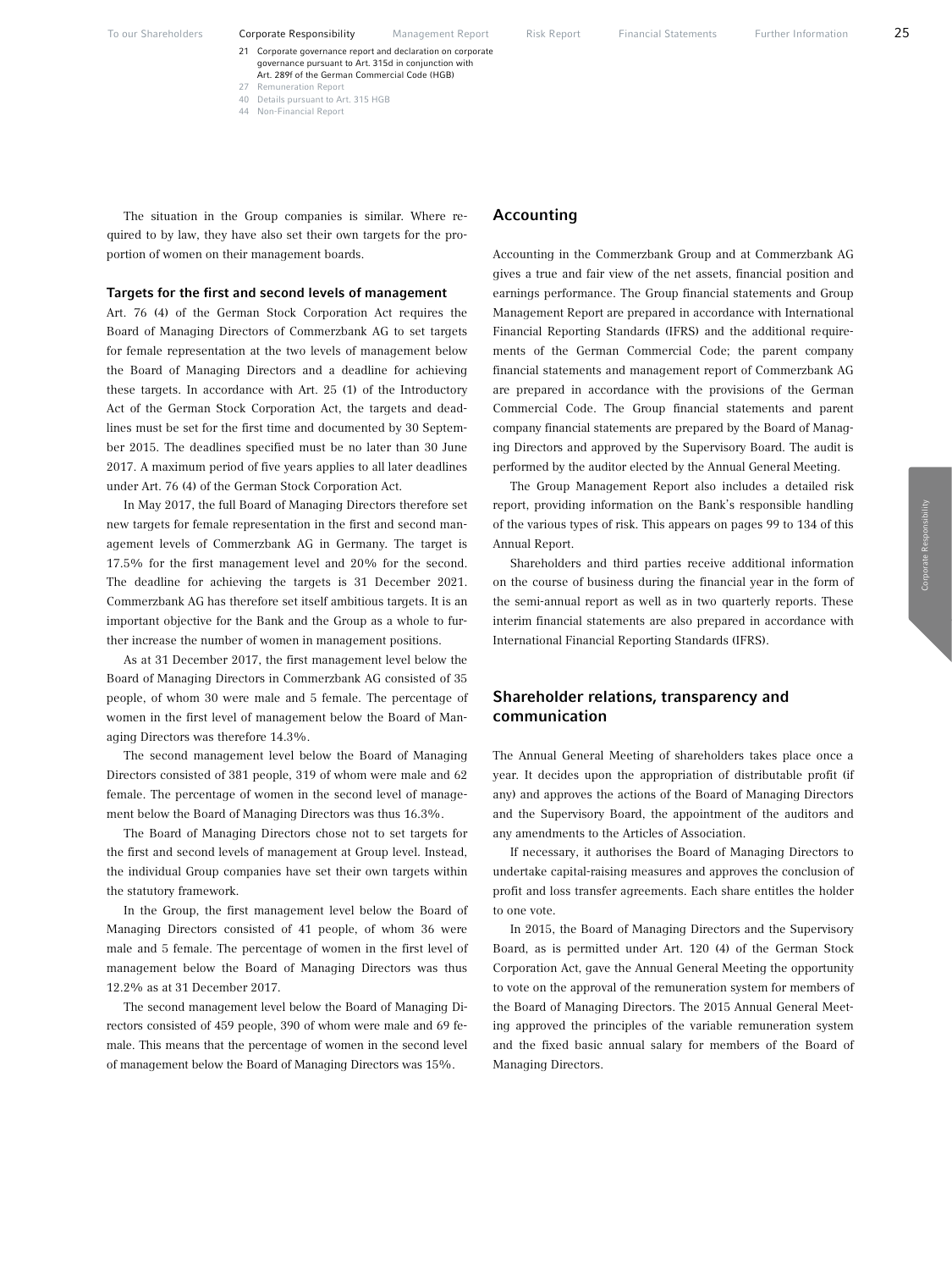The situation in the Group companies is similar. Where required to by law, they have also set their own targets for the proportion of women on their management boards.

#### Targets for the first and second levels of management

Art. 76 (4) of the German Stock Corporation Act requires the Board of Managing Directors of Commerzbank AG to set targets for female representation at the two levels of management below the Board of Managing Directors and a deadline for achieving these targets. In accordance with Art. 25 (1) of the Introductory Act of the German Stock Corporation Act, the targets and deadlines must be set for the first time and documented by 30 September 2015. The deadlines specified must be no later than 30 June 2017. A maximum period of five years applies to all later deadlines under Art. 76 (4) of the German Stock Corporation Act.

In May 2017, the full Board of Managing Directors therefore set new targets for female representation in the first and second management levels of Commerzbank AG in Germany. The target is 17.5% for the first management level and 20% for the second. The deadline for achieving the targets is 31 December 2021. Commerzbank AG has therefore set itself ambitious targets. It is an important objective for the Bank and the Group as a whole to further increase the number of women in management positions.

As at 31 December 2017, the first management level below the Board of Managing Directors in Commerzbank AG consisted of 35 people, of whom 30 were male and 5 female. The percentage of women in the first level of management below the Board of Managing Directors was therefore 14.3%.

The second management level below the Board of Managing Directors consisted of 381 people, 319 of whom were male and 62 female. The percentage of women in the second level of management below the Board of Managing Directors was thus 16.3%.

The Board of Managing Directors chose not to set targets for the first and second levels of management at Group level. Instead, the individual Group companies have set their own targets within the statutory framework.

In the Group, the first management level below the Board of Managing Directors consisted of 41 people, of whom 36 were male and 5 female. The percentage of women in the first level of management below the Board of Managing Directors was thus 12.2% as at 31 December 2017.

The second management level below the Board of Managing Directors consisted of 459 people, 390 of whom were male and 69 female. This means that the percentage of women in the second level of management below the Board of Managing Directors was 15%.

### Accounting

Accounting in the Commerzbank Group and at Commerzbank AG gives a true and fair view of the net assets, financial position and earnings performance. The Group financial statements and Group Management Report are prepared in accordance with International Financial Reporting Standards (IFRS) and the additional requirements of the German Commercial Code; the parent company financial statements and management report of Commerzbank AG are prepared in accordance with the provisions of the German Commercial Code. The Group financial statements and parent company financial statements are prepared by the Board of Managing Directors and approved by the Supervisory Board. The audit is performed by the auditor elected by the Annual General Meeting.

The Group Management Report also includes a detailed risk report, providing information on the Bank's responsible handling of the various types of risk. This appears on pages 99 to 134 of this Annual Report.

Shareholders and third parties receive additional information on the course of business during the financial year in the form of the semi-annual report as well as in two quarterly reports. These interim financial statements are also prepared in accordance with International Financial Reporting Standards (IFRS).

### Shareholder relations, transparency and communication

The Annual General Meeting of shareholders takes place once a year. It decides upon the appropriation of distributable profit (if any) and approves the actions of the Board of Managing Directors and the Supervisory Board, the appointment of the auditors and any amendments to the Articles of Association.

If necessary, it authorises the Board of Managing Directors to undertake capital-raising measures and approves the conclusion of profit and loss transfer agreements. Each share entitles the holder to one vote.

In 2015, the Board of Managing Directors and the Supervisory Board, as is permitted under Art. 120 (4) of the German Stock Corporation Act, gave the Annual General Meeting the opportunity to vote on the approval of the remuneration system for members of the Board of Managing Directors. The 2015 Annual General Meeting approved the principles of the variable remuneration system and the fixed basic annual salary for members of the Board of Managing Directors.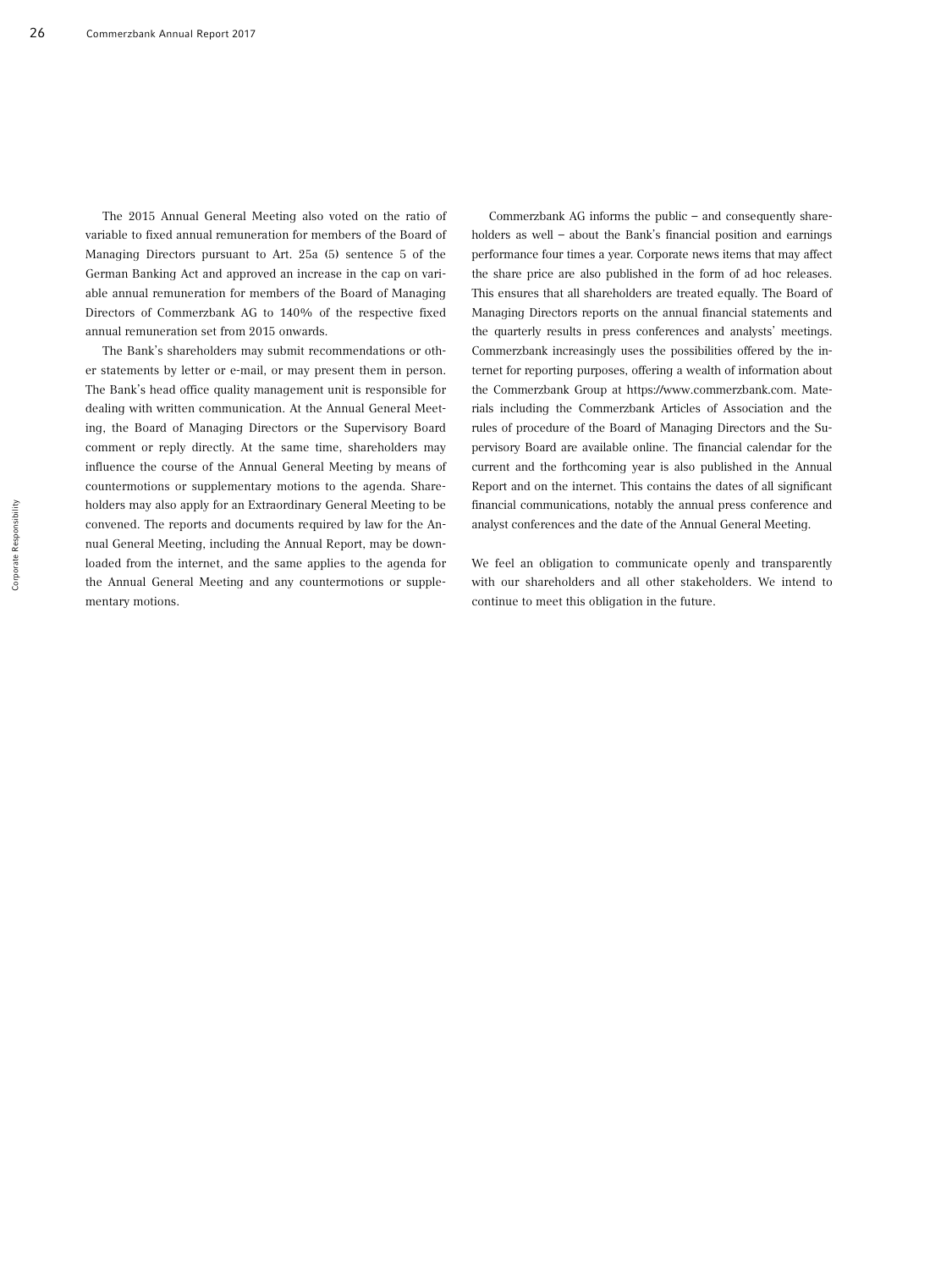The 2015 Annual General Meeting also voted on the ratio of variable to fixed annual remuneration for members of the Board of Managing Directors pursuant to Art. 25a (5) sentence 5 of the German Banking Act and approved an increase in the cap on variable annual remuneration for members of the Board of Managing Directors of Commerzbank AG to 140% of the respective fixed annual remuneration set from 2015 onwards.

The Bank's shareholders may submit recommendations or other statements by letter or e-mail, or may present them in person. The Bank's head office quality management unit is responsible for dealing with written communication. At the Annual General Meeting, the Board of Managing Directors or the Supervisory Board comment or reply directly. At the same time, shareholders may influence the course of the Annual General Meeting by means of countermotions or supplementary motions to the agenda. Shareholders may also apply for an Extraordinary General Meeting to be convened. The reports and documents required by law for the Annual General Meeting, including the Annual Report, may be downloaded from the internet, and the same applies to the agenda for the Annual General Meeting and any countermotions or supplementary motions.

Commerzbank AG informs the public – and consequently shareholders as well – about the Bank's financial position and earnings performance four times a year. Corporate news items that may affect the share price are also published in the form of ad hoc releases. This ensures that all shareholders are treated equally. The Board of Managing Directors reports on the annual financial statements and the quarterly results in press conferences and analysts' meetings. Commerzbank increasingly uses the possibilities offered by the internet for reporting purposes, offering a wealth of information about the Commerzbank Group at https://www.commerzbank.com. Materials including the Commerzbank Articles of Association and the rules of procedure of the Board of Managing Directors and the Supervisory Board are available online. The financial calendar for the current and the forthcoming year is also published in the Annual Report and on the internet. This contains the dates of all significant financial communications, notably the annual press conference and analyst conferences and the date of the Annual General Meeting.

We feel an obligation to communicate openly and transparently with our shareholders and all other stakeholders. We intend to continue to meet this obligation in the future.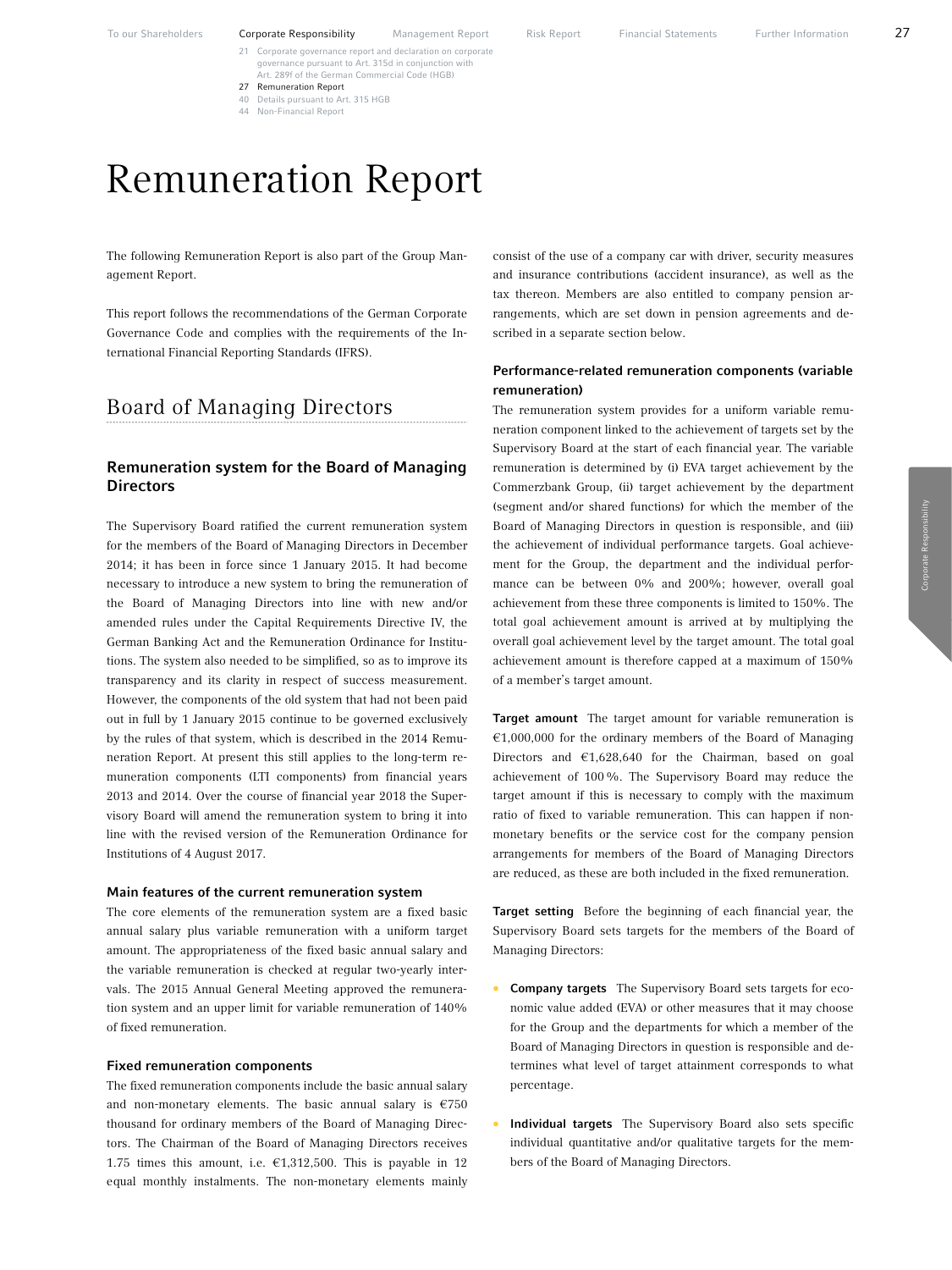# Remuneration Report

The following Remuneration Report is also part of the Group Management Report.

This report follows the recommendations of the German Corporate Governance Code and complies with the requirements of the International Financial Reporting Standards (IFRS).

## Board of Managing Directors

### Remuneration system for the Board of Managing Directors

The Supervisory Board ratified the current remuneration system for the members of the Board of Managing Directors in December 2014; it has been in force since 1 January 2015. It had become necessary to introduce a new system to bring the remuneration of the Board of Managing Directors into line with new and/or amended rules under the Capital Requirements Directive IV, the German Banking Act and the Remuneration Ordinance for Institutions. The system also needed to be simplified, so as to improve its transparency and its clarity in respect of success measurement. However, the components of the old system that had not been paid out in full by 1 January 2015 continue to be governed exclusively by the rules of that system, which is described in the 2014 Remuneration Report. At present this still applies to the long-term remuneration components (LTI components) from financial years 2013 and 2014. Over the course of financial year 2018 the Supervisory Board will amend the remuneration system to bring it into line with the revised version of the Remuneration Ordinance for Institutions of 4 August 2017.

#### Main features of the current remuneration system

The core elements of the remuneration system are a fixed basic annual salary plus variable remuneration with a uniform target amount. The appropriateness of the fixed basic annual salary and the variable remuneration is checked at regular two-yearly intervals. The 2015 Annual General Meeting approved the remuneration system and an upper limit for variable remuneration of 140% of fixed remuneration.

#### Fixed remuneration components

The fixed remuneration components include the basic annual salary and non-monetary elements. The basic annual salary is €750 thousand for ordinary members of the Board of Managing Directors. The Chairman of the Board of Managing Directors receives 1.75 times this amount, i.e. €1,312,500. This is payable in 12 equal monthly instalments. The non-monetary elements mainly consist of the use of a company car with driver, security measures and insurance contributions (accident insurance), as well as the tax thereon. Members are also entitled to company pension arrangements, which are set down in pension agreements and described in a separate section below.

#### Performance-related remuneration components (variable remuneration)

The remuneration system provides for a uniform variable remuneration component linked to the achievement of targets set by the Supervisory Board at the start of each financial year. The variable remuneration is determined by (i) EVA target achievement by the Commerzbank Group, (ii) target achievement by the department (segment and/or shared functions) for which the member of the Board of Managing Directors in question is responsible, and (iii) the achievement of individual performance targets. Goal achievement for the Group, the department and the individual performance can be between 0% and 200%; however, overall goal achievement from these three components is limited to 150%. The total goal achievement amount is arrived at by multiplying the overall goal achievement level by the target amount. The total goal achievement amount is therefore capped at a maximum of 150% of a member's target amount.

**Target amount** The target amount for variable remuneration is €1,000,000 for the ordinary members of the Board of Managing Directors and €1,628,640 for the Chairman, based on goal achievement of 100%. The Supervisory Board may reduce the target amount if this is necessary to comply with the maximum ratio of fixed to variable remuneration. This can happen if non-monetary benefits or the service cost for the company pension arrangements for members of the Board of Managing Directors are reduced, as these are both included in the fixed remuneration.

**Target setting** Before the beginning of each financial year, the Supervisory Board sets targets for the members of the Board of Managing Directors:

- **Company targets** The Supervisory Board sets targets for economic value added (EVA) or other measures that it may choose for the Group and the departments for which a member of the Board of Managing Directors is responsible and determines what level of target attainment corresponds to what percentage.
- **Individual targets** The Supervisory Board also sets specific individual quantitative and/or qualitative targets for the members of the Board of Managing Directors.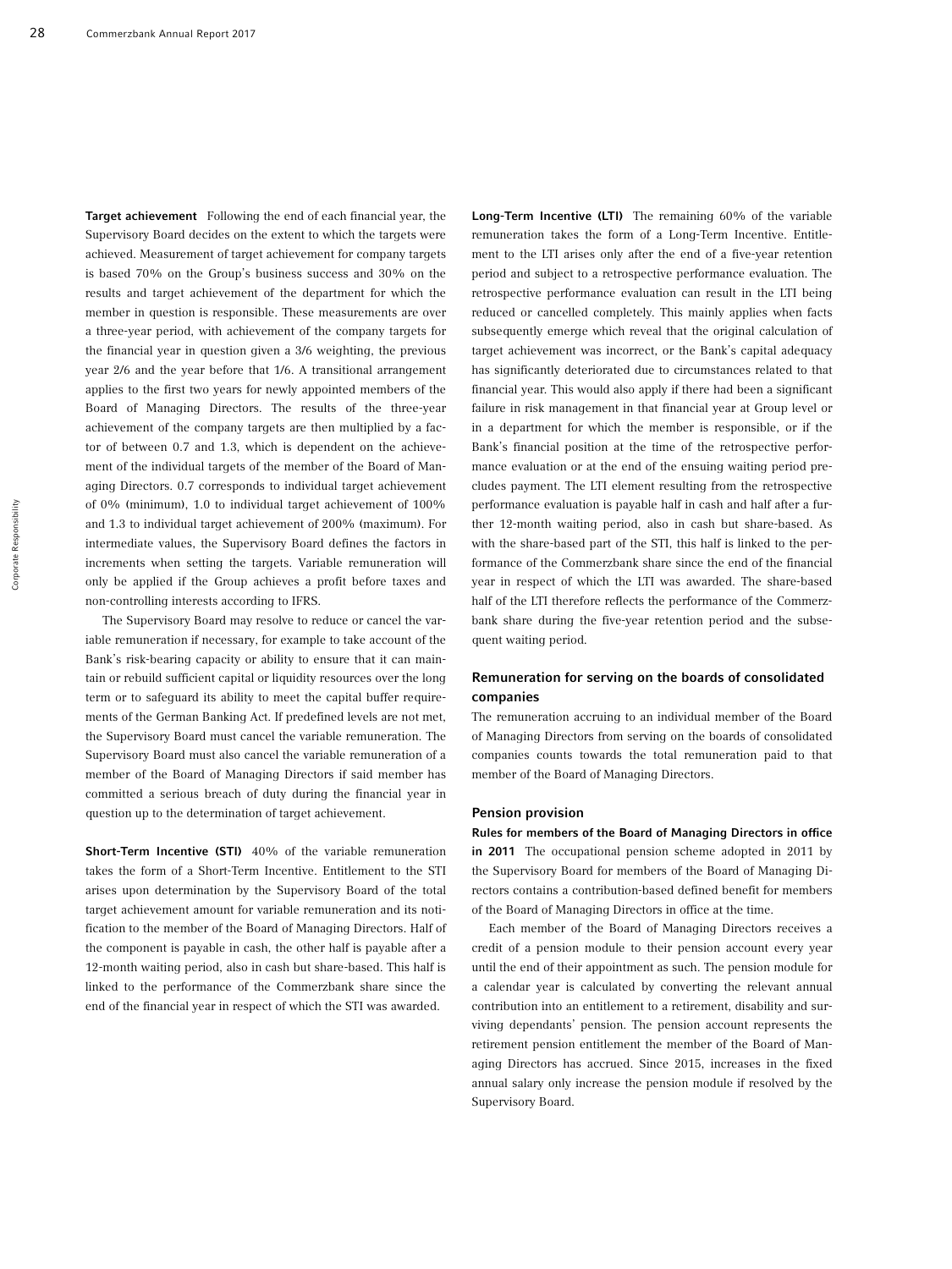**Target achievement** Following the end of each financial year, the Supervisory Board decides on the extent to which the targets were achieved. Measurement of target achievement for company targets is based 70% on the Group's business success and 30% on the results and target achievement of the department for which the member in question is responsible. These measurements are over a three-year period, with achievement of the company targets for the financial year in question given a 3/6 weighting, the previous year 2/6 and the year before that 1/6. A transitional arrangement applies to the first two years for newly appointed members of the Board of Managing Directors. The results of the three-year achievement of the company targets are then multiplied by a factor of between 0.7 and 1.3, which is dependent on the achievement of the individual targets of the member of the Board of Managing Directors. 0.7 corresponds to individual target achievement of 0% (minimum), 1.0 to individual target achievement of 100% and 1.3 to individual target achievement of 200% (maximum). For intermediate values, the Supervisory Board defines the factors in increments when setting the targets. Variable remuneration will only be applied if the Group achieves a profit before taxes and non-controlling interests according to IFRS.

The Supervisory Board may resolve to reduce or cancel the variable remuneration if necessary, for example to take account of the Bank's risk-bearing capacity or ability to ensure that it can maintain or rebuild sufficient capital or liquidity resources over the long term or to safeguard its ability to meet the capital buffer requirements of the German Banking Act. If predefined levels are not met, the Supervisory Board must cancel the variable remuneration. The Supervisory Board must also cancel the variable remuneration of a member of the Board of Managing Directors if said member has committed a serious breach of duty during the financial year in question up to the determination of target achievement.

**Short-Term Incentive (STI)** 40% of the variable remuneration takes the form of a Short-Term Incentive. Entitlement to the STI arises upon determination by the Supervisory Board of the total target achievement amount for variable remuneration and its notification to the member of the Board of Managing Directors. Half of the component is payable in cash, the other half is payable after a 12-month waiting period, also in cash but share-based. This half is linked to the performance of the Commerzbank share since the end of the financial year in respect of which the STI was awarded.

**Long-Term Incentive (LTI)** The remaining 60% of the variable remuneration takes the form of a Long-Term Incentive. Entitlement to the LTI arises only after the end of a five-year retention period and subject to a retrospective performance evaluation. The retrospective performance evaluation can result in the LTI being reduced or cancelled completely. This mainly applies when facts subsequently emerge which reveal that the original calculation of target achievement was incorrect, or the Bank's capital adequacy has significantly deteriorated due to circumstances related to that financial year. This would also apply if there had been a significant failure in risk management in that financial year at Group level or in a department for which the member is responsible, or if the Bank's financial position at the time of the retrospective performance evaluation or at the end of the ensuing waiting period precludes payment. The LTI element resulting from the retrospective performance evaluation is payable half in cash and half after a further 12-month waiting period, also in cash but share-based. As with the share-based part of the STI, this half is linked to the performance of the Commerzbank share since the end of the financial year in respect of which the LTI was awarded. The share-based half of the LTI therefore reflects the performance of the Commerzbank share during the five-year retention period and the subsequent waiting period.

### Remuneration for serving on the boards of consolidated companies

The remuneration accruing to an individual member of the Board of Managing Directors from serving on the boards of consolidated companies counts towards the total remuneration paid to that member of the Board of Managing Directors.

### Pension provision

**Rules for members of the Board of Managing Directors in office in 2011** The occupational pension scheme adopted in 2011 by the Supervisory Board for members of the Board of Managing Directors contains a contribution-based defined benefit for members of the Board of Managing Directors in office at the time.

Each member of the Board of Managing Directors receives a credit of a pension module to their pension account every year until the end of their appointment as such. The pension module for a calendar year is calculated by converting the relevant annual contribution into an entitlement to a retirement, disability and surviving dependants' pension. The pension account represents the retirement pension entitlement the member of the Board of Managing Directors has accrued. Since 2015, increases in the fixed annual salary only increase the pension module if resolved by the Supervisory Board.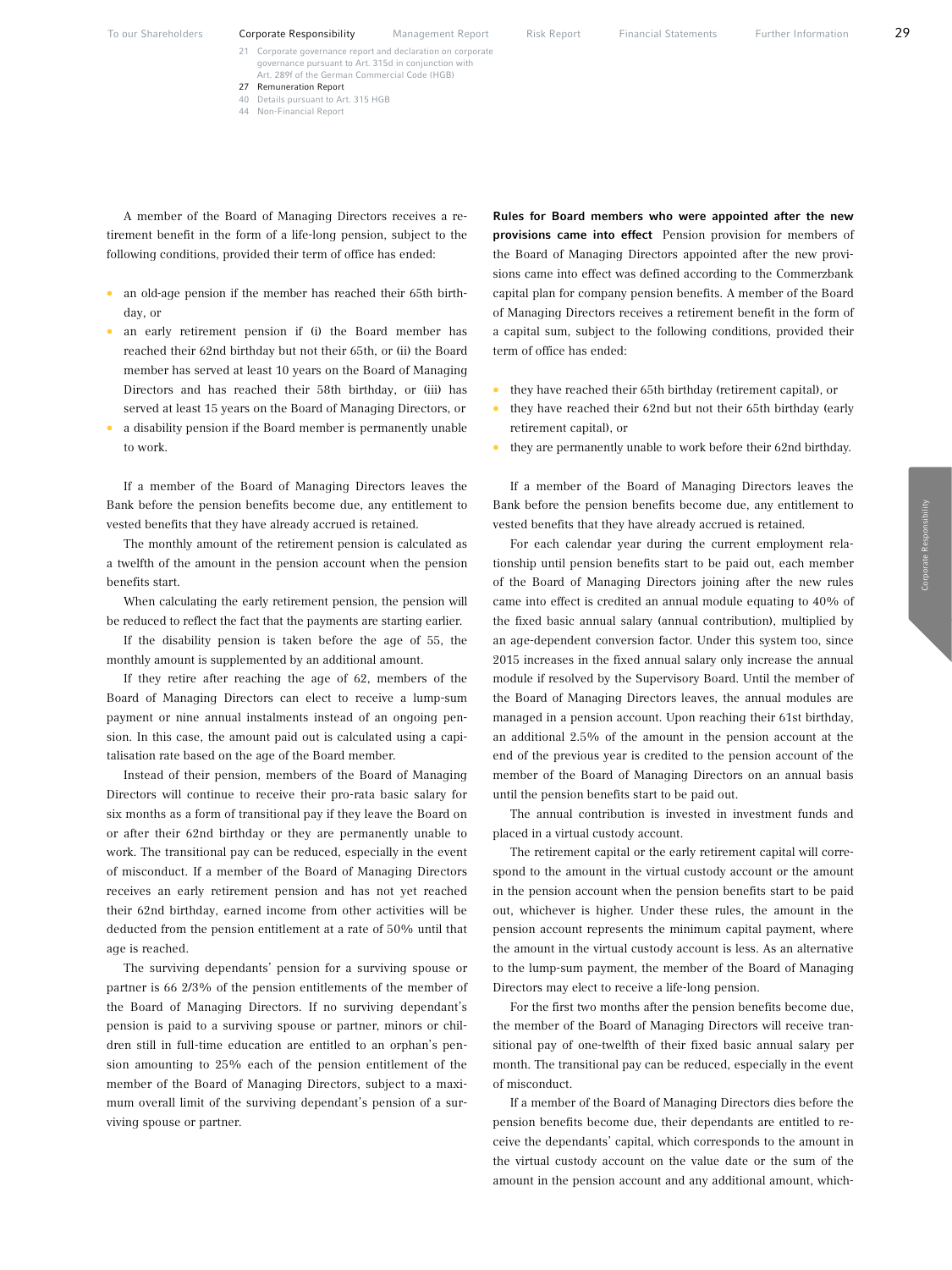A member of the Board of Managing Directors receives a retirement benefit in the form of a life-long pension, subject to the following conditions, provided their term of office has ended:

- an old-age pension if the member has reached their 65th birthday, or
- an early retirement pension if (i) the Board member has reached their 62nd birthday but not their 65th, or (ii) the Board member has served at least 10 years on the Board of Managing Directors and has reached their 58th birthday, or (iii) has served at least 15 years on the Board of Managing Directors, or
- a disability pension if the Board member is permanently unable to work.

If a member of the Board of Managing Directors leaves the Bank before the pension benefits become due, any entitlement to vested benefits that they have already accrued is retained.

The monthly amount of the retirement pension is calculated as a twelfth of the amount in the pension account when the pension benefits start.

When calculating the early retirement pension, the pension will be reduced to reflect the fact that the payments are starting earlier.

If the disability pension is taken before the age of 55, the monthly amount is supplemented by an additional amount.

If they retire after reaching the age of 62, members of the Board of Managing Directors can elect to receive a lump-sum payment or nine annual instalments instead of an ongoing pension. In this case, the amount paid out is calculated using a capitalisation rate based on the age of the Board member.

Instead of their pension, members of the Board of Managing Directors will continue to receive their pro-rata basic salary for six months as a form of transitional pay if they leave the Board on or after their 62nd birthday or they are permanently unable to work. The transitional pay can be reduced, especially in the event of misconduct. If a member of the Board of Managing Directors receives an early retirement pension and has not yet reached their 62nd birthday, earned income from other activities will be deducted from the pension entitlement at a rate of 50% until that age is reached.

The surviving dependants' pension for a surviving spouse or partner is 66 2/3% of the pension entitlements of the member of the Board of Managing Directors. If no surviving dependant's pension is paid to a surviving spouse or partner, minors or children still in full-time education are entitled to an orphan's pension amounting to 25% each of the pension entitlement of the member of the Board of Managing Directors, subject to a maximum overall limit of the surviving dependant's pension of a surviving spouse or partner.

**Rules for Board members who were appointed after the new provisions came into effect** Pension provision for members of the Board of Managing Directors appointed after the new provisions came into effect was defined according to the Commerzbank capital plan for company pension benefits. A member of the Board of Managing Directors receives a retirement benefit in the form of a capital sum, subject to the following conditions, provided their term of office has ended:

- they have reached their 65th birthday (retirement capital), or
- they have reached their 62nd but not their 65th birthday (early retirement capital), or
- they are permanently unable to work before their 62nd birthday.

If a member of the Board of Managing Directors leaves the Bank before the pension benefits become due, any entitlement to vested benefits that they have already accrued is retained.

For each calendar year during the current employment relationship until pension benefits start to be paid out, each member of the Board of Managing Directors joining after the new rules came into effect is credited an annual module equating to 40% of the fixed basic annual salary (annual contribution), multiplied by an age-dependent conversion factor. Under this system too, since 2015 increases in the fixed annual salary only increase the annual module if resolved by the Supervisory Board. Until the member of the Board of Managing Directors leaves, the annual modules are managed in a pension account. Upon reaching their 61st birthday, an additional 2.5% of the amount in the pension account at the end of the previous year is credited to the pension account of the member of the Board of Managing Directors on an annual basis until the pension benefits start to be paid out.

The annual contribution is invested in investment funds and placed in a virtual custody account.

The retirement capital or the early retirement capital will correspond to the amount in the virtual custody account or the amount in the pension account when the pension benefits start to be paid out, whichever is higher. Under these rules, the amount in the pension account represents the minimum capital payment, where the amount in the virtual custody account is less. As an alternative to the lump-sum payment, the member of the Board of Managing Directors may elect to receive a life-long pension.

For the first two months after the pension benefits become due, the member of the Board of Managing Directors will receive transitional pay of one-twelfth of their fixed basic annual salary per month. The transitional pay can be reduced, especially in the event of misconduct.

If a member of the Board of Managing Directors dies before the pension benefits become due, their dependants are entitled to receive the dependants' capital, which corresponds to the amount in the virtual custody account on the value date or the sum of the amount in the pension account and any additional amount, which-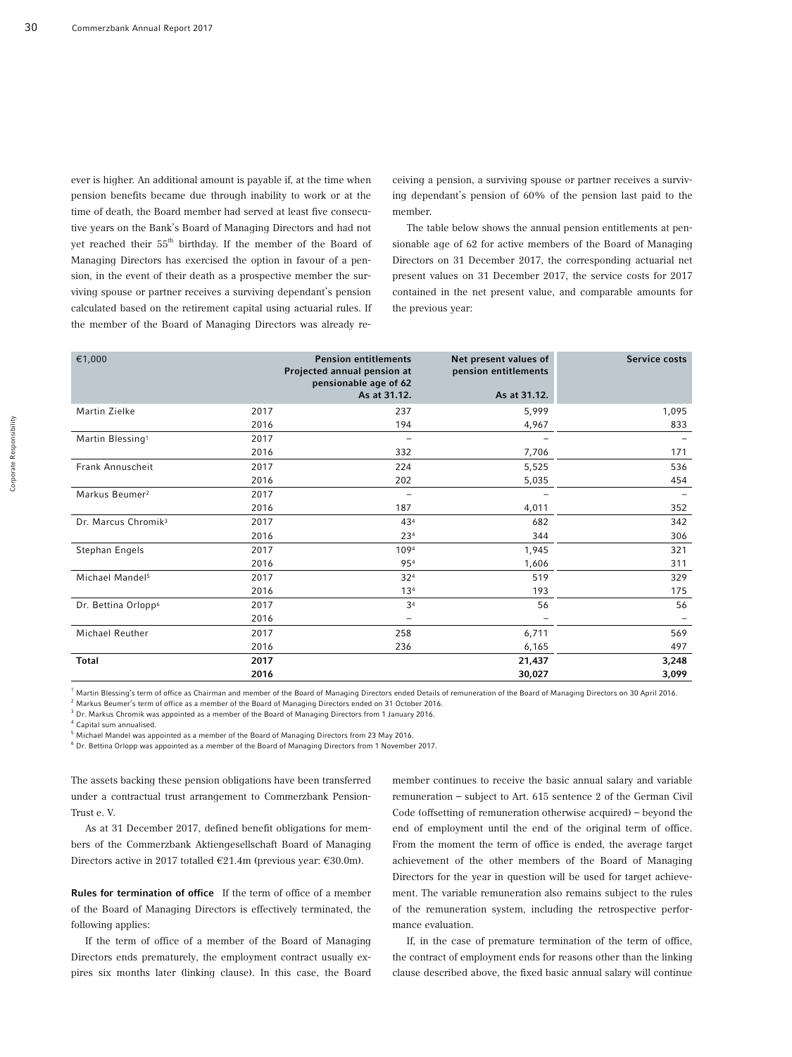ever is higher. An additional amount is payable if, at the time when pension benefits became due through inability to work or at the time of death, the Board member had served at least five consecutive years on the Bank's Board of Managing Directors and had not yet reached their 55th birthday. If the member of the Board of Managing Directors has exercised the option in favour of a pension, in the event of their death as a prospective member the surviving spouse or partner receives a surviving dependant's pension calculated based on the retirement capital using actuarial rules. If the member of the Board of Managing Directors was already receiving a pension, a surviving spouse or partner receives a surviving dependant's pension of 60% of the pension last paid to the member.

The table below shows the annual pension entitlements at pensionable age of 62 for active members of the Board of Managing Directors on 31 December 2017, the corresponding actuarial net present values on 31 December 2017, the service costs for 2017 contained in the net present value, and comparable amounts for the previous year:

| €1,000 | | Pension entitlements Projected annual pension at pensionable age of 62 As at 31.12. | Net present values of pension entitlements As at 31.12. | Service costs |
|---|---|---|---|---|
| Martin Zielke | 2017 | 237 | 5,999 | 1,095 |
| | 2016 | 194 | 4,967 | 833 |
| Martin Blessing[1] | 2017 | – | – | – |
| | 2016 | 332 | 7,706 | 171 |
| Frank Annuscheit | 2017 | 224 | 5,525 | 536 |
| | 2016 | 202 | 5,035 | 454 |
| Markus Beumer[2] | 2017 | – | – | – |
| | 2016 | 187 | 4,011 | 352 |
| Dr. Marcus Chromik[3] | 2017 | 43[4] | 682 | 342 |
| | 2016 | 23[4] | 344 | 306 |
| Stephan Engels | 2017 | 109[4] | 1,945 | 321 |
| | 2016 | 95[4] | 1,606 | 311 |
| Michael Mandel[5] | 2017 | 32[4] | 519 | 329 |
| | 2016 | 13[4] | 193 | 175 |
| Dr. Bettina Orlopp[6] | 2017 | 3[4] | 56 | 56 |
| | 2016 | – | – | – |
| Michael Reuther | 2017 | 258 | 6,711 | 569 |
| | 2016 | 236 | 6,165 | 497 |
| **Total** | **2017** | | **21,437** | **3,248** |
| | **2016** | | **30,027** | **3,099** |

[1] Martin Blessing's term of office as Chairman and member of the Board of Managing Directors ended Details of remuneration of the Board of Managing Directors on 30 April 2016.
[2] Markus Beumer's term of office as a member of the Board of Managing Directors ended on 31 October 2016.
[3] Dr. Markus Chromik was appointed as a member of the Board of Managing Directors from 1 January 2016.
[4] Capital sum annualised.
[5] Michael Mandel was appointed as a member of the Board of Managing Directors from 23 May 2016.
[6] Dr. Bettina Orlopp was appointed as a member of the Board of Managing Directors from 1 November 2017.

The assets backing these pension obligations have been transferred under a contractual trust arrangement to Commerzbank Pension-Trust e. V.

As at 31 December 2017, defined benefit obligations for members of the Commerzbank Aktiengesellschaft Board of Managing Directors active in 2017 totalled €21.4m (previous year: €30.0m).

**Rules for termination of office** If the term of office of a member of the Board of Managing Directors is effectively terminated, the following applies:

If the term of office of a member of the Board of Managing Directors ends prematurely, the employment contract usually expires six months later (linking clause). In this case, the Board member continues to receive the basic annual salary and variable remuneration – subject to Art. 615 sentence 2 of the German Civil Code (offsetting of remuneration otherwise acquired) – beyond the end of employment until the end of the original term of office. From the moment the term of office is ended, the average target achievement of the other members of the Board of Managing Directors for the year in question will be used for target achievement. The variable remuneration also remains subject to the rules of the remuneration system, including the retrospective performance evaluation.

If, in the case of premature termination of the term of office, the contract of employment ends for reasons other than the linking clause described above, the fixed basic annual salary will continue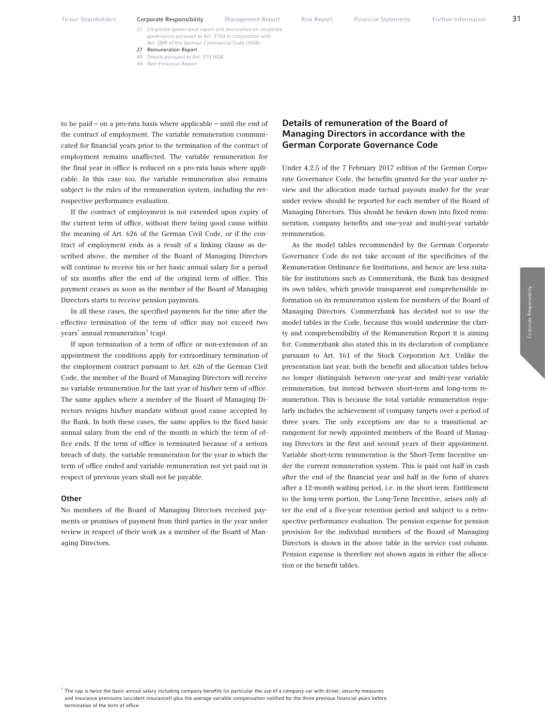to be paid – on a pro-rata basis where applicable – until the end of the contract of employment. The variable remuneration communicated for financial years prior to the termination of the contract of employment remains unaffected. The variable remuneration for the final year in office is reduced on a pro-rata basis where applicable. In this case too, the variable remuneration also remains subject to the rules of the remuneration system, including the retrospective performance evaluation.

If the contract of employment is not extended upon expiry of the current term of office, without there being good cause within the meaning of Art. 626 of the German Civil Code, or if the contract of employment ends as a result of a linking clause as described above, the member of the Board of Managing Directors will continue to receive his or her basic annual salary for a period of six months after the end of the original term of office. This payment ceases as soon as the member of the Board of Managing Directors starts to receive pension payments.

In all these cases, the specified payments for the time after the effective termination of the term of office may not exceed two years' annual remuneration[1] (cap).

If upon termination of a term of office or non-extension of an appointment the conditions apply for extraordinary termination of the employment contract pursuant to Art. 626 of the German Civil Code, the member of the Board of Managing Directors will receive no variable remuneration for the last year of his/her term of office. The same applies where a member of the Board of Managing Directors resigns his/her mandate without good cause accepted by the Bank. In both these cases, the same applies to the fixed basic annual salary from the end of the month in which the term of office ends. If the term of office is terminated because of a serious breach of duty, the variable remuneration for the year in which the term of office ended and variable remuneration not yet paid out in respect of previous years shall not be payable.

### Other

No members of the Board of Managing Directors received payments or promises of payment from third parties in the year under review in respect of their work as a member of the Board of Managing Directors.

## Details of remuneration of the Board of Managing Directors in accordance with the German Corporate Governance Code

Under 4.2.5 of the 7 February 2017 edition of the German Corporate Governance Code, the benefits granted for the year under review and the allocation made (actual payouts made) for the year under review should be reported for each member of the Board of Managing Directors. This should be broken down into fixed remuneration, company benefits and one-year and multi-year variable remuneration.

As the model tables recommended by the German Corporate Governance Code do not take account of the specificities of the Remuneration Ordinance for Institutions, and hence are less suitable for institutions such as Commerzbank, the Bank has designed its own tables, which provide transparent and comprehensible information on its remuneration system for members of the Board of Managing Directors. Commerzbank has decided not to use the model tables in the Code, because this would undermine the clarity and comprehensibility of the Remuneration Report it is aiming for. Commerzbank also stated this in its declaration of compliance pursuant to Art. 161 of the Stock Corporation Act. Unlike the presentation last year, both the benefit and allocation tables below no longer distinguish between one-year and multi-year variable remuneration, but instead between short-term and long-term remuneration. This is because the total variable remuneration regularly includes the achievement of company targets over a period of three years. The only exceptions are due to a transitional arrangement for newly appointed members of the Board of Managing Directors in the first and second years of their appointment. Variable short-term remuneration is the Short-Term Incentive under the current remuneration system. This is paid out half in cash after the end of the financial year and half in the form of shares after a 12-month waiting period, i.e. in the short term. Entitlement to the long-term portion, the Long-Term Incentive, arises only after the end of a five-year retention period and subject to a retrospective performance evaluation. The pension expense for pension provision for the individual members of the Board of Managing Directors is shown in the above table in the service cost column. Pension expense is therefore not shown again in either the allocation or the benefit tables.

[1] The cap is twice the basic annual salary including company benefits (in particular the use of a company car with driver, security measures and insurance premiums (accident insurance)) plus the average variable compensation notified for the three previous financial years before termination of the term of office.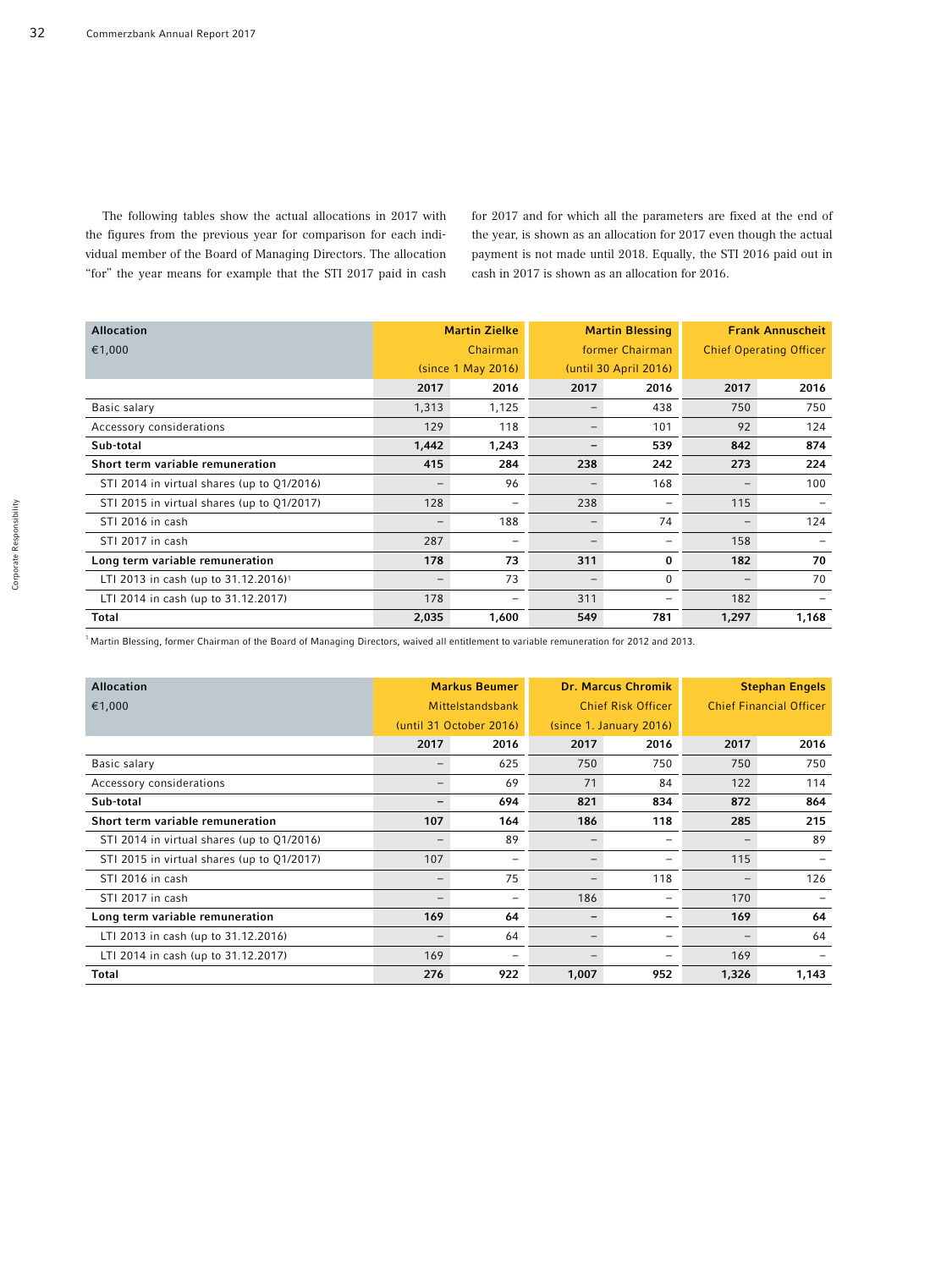The following tables show the actual allocations in 2017 with the figures from the previous year for comparison for each individual member of the Board of Managing Directors. The allocation "for" the year means for example that the STI 2017 paid in cash for 2017 and for which all the parameters are fixed at the end of the year, is shown as an allocation for 2017 even though the actual payment is not made until 2018. Equally, the STI 2016 paid out in cash in 2017 is shown as an allocation for 2016.

| **Allocation** €1,000 | **Martin Zielke** Chairman (since 1 May 2016) | | **Martin Blessing** former Chairman (until 30 April 2016) | | **Frank Annuscheit** Chief Operating Officer | |
|---|---|---|---|---|---|---|
| | **2017** | **2016** | **2017** | **2016** | **2017** | **2016** |
| Basic salary | 1,313 | 1,125 | – | 438 | 750 | 750 |
| Accessory considerations | 129 | 118 | – | 101 | 92 | 124 |
| **Sub-total** | **1,442** | **1,243** | **–** | **539** | **842** | **874** |
| **Short term variable remuneration** | **415** | **284** | **238** | **242** | **273** | **224** |
| STI 2014 in virtual shares (up to Q1/2016) | – | 96 | – | 168 | – | 100 |
| STI 2015 in virtual shares (up to Q1/2017) | 128 | – | 238 | – | 115 | – |
| STI 2016 in cash | – | 188 | – | 74 | – | 124 |
| STI 2017 in cash | 287 | – | – | – | 158 | – |
| **Long term variable remuneration** | **178** | **73** | **311** | **0** | **182** | **70** |
| LTI 2013 in cash (up to 31.12.2016)[1] | – | 73 | – | 0 | – | 70 |
| LTI 2014 in cash (up to 31.12.2017) | 178 | – | 311 | – | 182 | – |
| **Total** | **2,035** | **1,600** | **549** | **781** | **1,297** | **1,168** |

[1] Martin Blessing, former Chairman of the Board of Managing Directors, waived all entitlement to variable remuneration for 2012 and 2013.

| **Allocation** €1,000 | **Markus Beumer** Mittelstandsbank (until 31 October 2016) | | **Dr. Marcus Chromik** Chief Risk Officer (since 1. January 2016) | | **Stephan Engels** Chief Financial Officer | |
|---|---|---|---|---|---|---|
| | **2017** | **2016** | **2017** | **2016** | **2017** | **2016** |
| Basic salary | – | 625 | 750 | 750 | 750 | 750 |
| Accessory considerations | – | 69 | 71 | 84 | 122 | 114 |
| **Sub-total** | **–** | **694** | **821** | **834** | **872** | **864** |
| **Short term variable remuneration** | **107** | **164** | **186** | **118** | **285** | **215** |
| STI 2014 in virtual shares (up to Q1/2016) | – | 89 | – | – | – | 89 |
| STI 2015 in virtual shares (up to Q1/2017) | 107 | – | – | – | 115 | – |
| STI 2016 in cash | – | 75 | – | 118 | – | 126 |
| STI 2017 in cash | – | – | 186 | – | 170 | – |
| **Long term variable remuneration** | **169** | **64** | **–** | **–** | **169** | **64** |
| LTI 2013 in cash (up to 31.12.2016) | – | 64 | – | – | – | 64 |
| LTI 2014 in cash (up to 31.12.2017) | 169 | – | – | – | 169 | – |
| **Total** | **276** | **922** | **1,007** | **952** | **1,326** | **1,143** |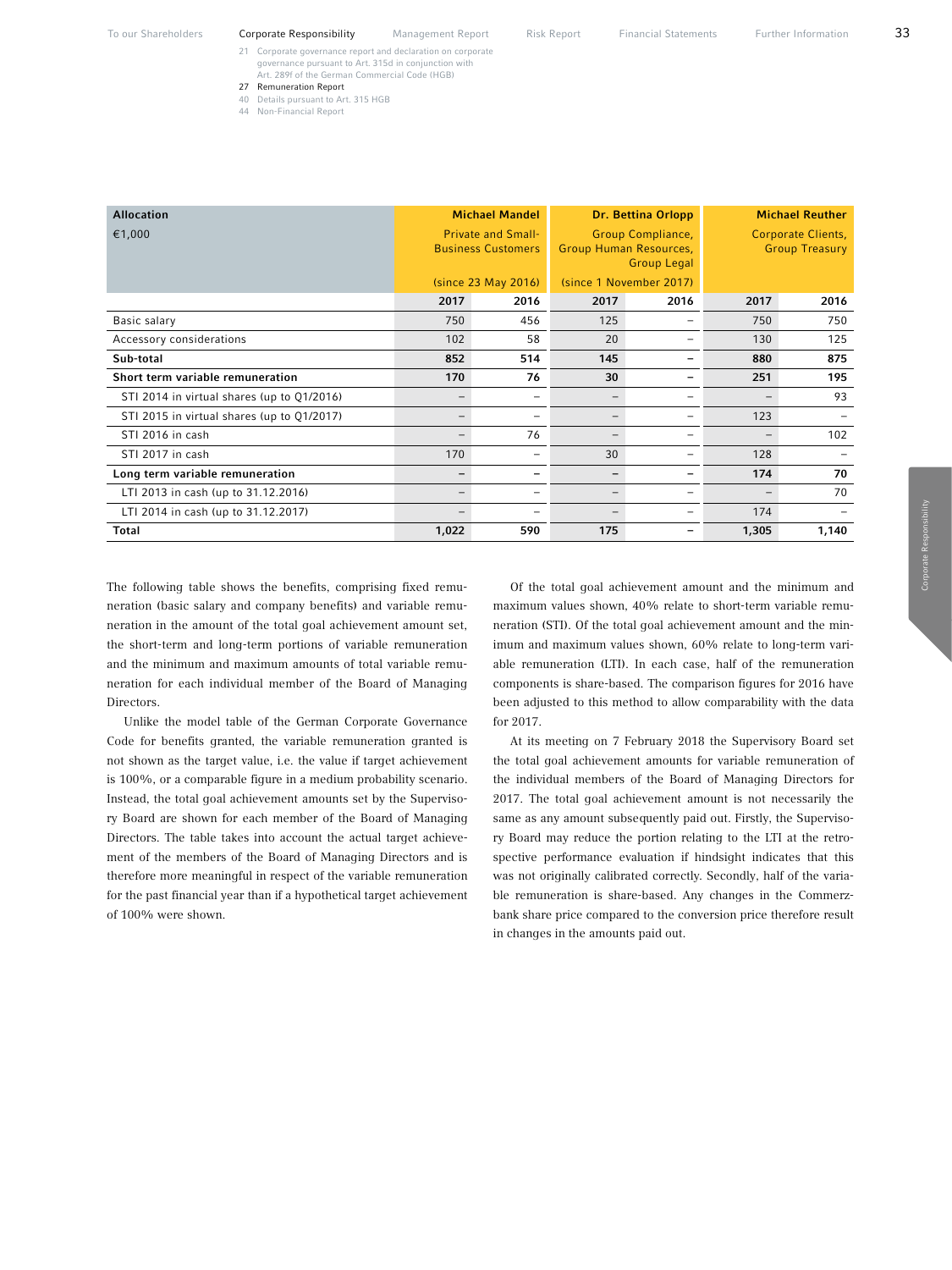| Allocation €1,000 | Michael Mandel Private and Small-Business Customers (since 23 May 2016) | | Dr. Bettina Orlopp Group Compliance, Group Human Resources, Group Legal (since 1 November 2017) | | Michael Reuther Corporate Clients, Group Treasury | |
|---|---|---|---|---|---|---|
| | 2017 | 2016 | 2017 | 2016 | 2017 | 2016 |
| Basic salary | 750 | 456 | 125 | – | 750 | 750 |
| Accessory considerations | 102 | 58 | 20 | – | 130 | 125 |
| **Sub-total** | **852** | **514** | **145** | **–** | **880** | **875** |
| **Short term variable remuneration** | **170** | **76** | **30** | **–** | **251** | **195** |
| STI 2014 in virtual shares (up to Q1/2016) | – | – | – | – | – | 93 |
| STI 2015 in virtual shares (up to Q1/2017) | – | – | – | – | 123 | – |
| STI 2016 in cash | – | 76 | – | – | – | 102 |
| STI 2017 in cash | 170 | – | 30 | – | 128 | – |
| **Long term variable remuneration** | **–** | **–** | **–** | **–** | **174** | **70** |
| LTI 2013 in cash (up to 31.12.2016) | – | – | – | – | – | 70 |
| LTI 2014 in cash (up to 31.12.2017) | – | – | – | – | 174 | – |
| **Total** | **1,022** | **590** | **175** | **–** | **1,305** | **1,140** |

The following table shows the benefits, comprising fixed remuneration (basic salary and company benefits) and variable remuneration in the amount of the total goal achievement amount set, the short-term and long-term portions of variable remuneration and the minimum and maximum amounts of total variable remuneration for each individual member of the Board of Managing Directors.

Unlike the model table of the German Corporate Governance Code for benefits granted, the variable remuneration granted is not shown as the target value, i.e. the value if target achievement is 100%, or a comparable figure in a medium probability scenario. Instead, the total goal achievement amounts set by the Supervisory Board are shown for each member of the Board of Managing Directors. The table takes into account the actual target achievement of the members of the Board of Managing Directors and is therefore more meaningful in respect of the variable remuneration for the past financial year than if a hypothetical target achievement of 100% were shown.

Of the total goal achievement amount and the minimum and maximum values shown, 40% relate to short-term variable remuneration (STI). Of the total goal achievement amount and the minimum and maximum values shown, 60% relate to long-term variable remuneration (LTI). In each case, half of the remuneration components is share-based. The comparison figures for 2016 have been adjusted to this method to allow comparability with the data for 2017.

At its meeting on 7 February 2018 the Supervisory Board set the total goal achievement amounts for variable remuneration of the individual members of the Board of Managing Directors for 2017. The total goal achievement amount is not necessarily the same as any amount subsequently paid out. Firstly, the Supervisory Board may reduce the portion relating to the LTI at the retrospective performance evaluation if hindsight indicates that this was not originally calibrated correctly. Secondly, half of the variable remuneration is share-based. Any changes in the Commerzbank share price compared to the conversion price therefore result in changes in the amounts paid out.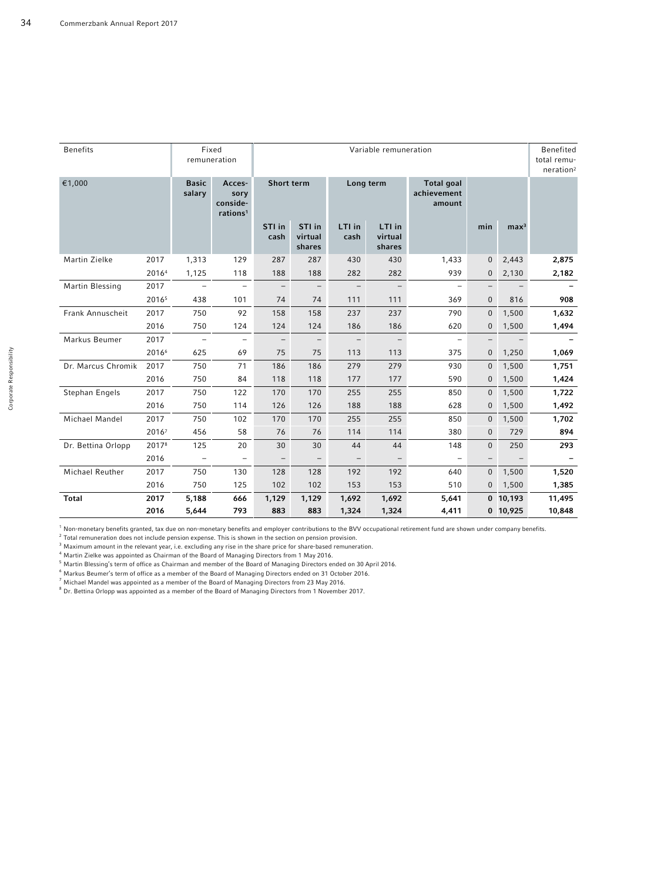| Benefits | | Fixed remuneration | | Variable remuneration | | | | | | | Benefited total remuneration[2] |
|---|---|---|---|---|---|---|---|---|---|---|---|
| €1,000 | | Basic salary | Accessory considerations[1] | Short term | | Long term | | Total goal achievement amount | | | |
| | | | | STI in cash | STI in virtual shares | LTI in cash | LTI in virtual shares | | min | max[3] | |
| Martin Zielke | 2017 | 1,313 | 129 | 287 | 287 | 430 | 430 | 1,433 | 0 | 2,443 | **2,875** |
| | 2016[4] | 1,125 | 118 | 188 | 188 | 282 | 282 | 939 | 0 | 2,130 | **2,182** |
| Martin Blessing | 2017 | – | – | – | – | – | – | – | – | – | **–** |
| | 2016[5] | 438 | 101 | 74 | 74 | 111 | 111 | 369 | 0 | 816 | **908** |
| Frank Annuscheit | 2017 | 750 | 92 | 158 | 158 | 237 | 237 | 790 | 0 | 1,500 | **1,632** |
| | 2016 | 750 | 124 | 124 | 124 | 186 | 186 | 620 | 0 | 1,500 | **1,494** |
| Markus Beumer | 2017 | – | – | – | – | – | – | – | – | – | **–** |
| | 2016[6] | 625 | 69 | 75 | 75 | 113 | 113 | 375 | 0 | 1,250 | **1,069** |
| Dr. Marcus Chromik | 2017 | 750 | 71 | 186 | 186 | 279 | 279 | 930 | 0 | 1,500 | **1,751** |
| | 2016 | 750 | 84 | 118 | 118 | 177 | 177 | 590 | 0 | 1,500 | **1,424** |
| Stephan Engels | 2017 | 750 | 122 | 170 | 170 | 255 | 255 | 850 | 0 | 1,500 | **1,722** |
| | 2016 | 750 | 114 | 126 | 126 | 188 | 188 | 628 | 0 | 1,500 | **1,492** |
| Michael Mandel | 2017 | 750 | 102 | 170 | 170 | 255 | 255 | 850 | 0 | 1,500 | **1,702** |
| | 2016[7] | 456 | 58 | 76 | 76 | 114 | 114 | 380 | 0 | 729 | **894** |
| Dr. Bettina Orlopp | 2017[8] | 125 | 20 | 30 | 30 | 44 | 44 | 148 | 0 | 250 | **293** |
| | 2016 | – | – | – | – | – | – | – | – | – | **–** |
| Michael Reuther | 2017 | 750 | 130 | 128 | 128 | 192 | 192 | 640 | 0 | 1,500 | **1,520** |
| | 2016 | 750 | 125 | 102 | 102 | 153 | 153 | 510 | 0 | 1,500 | **1,385** |
| **Total** | **2017** | **5,188** | **666** | **1,129** | **1,129** | **1,692** | **1,692** | **5,641** | **0** | **10,193** | **11,495** |
| | **2016** | **5,644** | **793** | **883** | **883** | **1,324** | **1,324** | **4,411** | **0** | **10,925** | **10,848** |

[1] Non-monetary benefits granted, tax due on non-monetary benefits and employer contributions to the BVV occupational retirement fund are shown under company benefits.
[2] Total remuneration does not include pension expense. This is shown in the section on pension provision.
[3] Maximum amount in the relevant year, i.e. excluding any rise in the share price for share-based remuneration.
[4] Martin Zielke was appointed as Chairman of the Board of Managing Directors from 1 May 2016.
[5] Martin Blessing's term of office as Chairman and member of the Board of Managing Directors ended on 30 April 2016.
[6] Markus Beumer's term of office as a member of the Board of Managing Directors ended on 31 October 2016.
[7] Michael Mandel was appointed as a member of the Board of Managing Directors from 23 May 2016.
[8] Dr. Bettina Orlopp was appointed as a member of the Board of Managing Directors from 1 November 2017.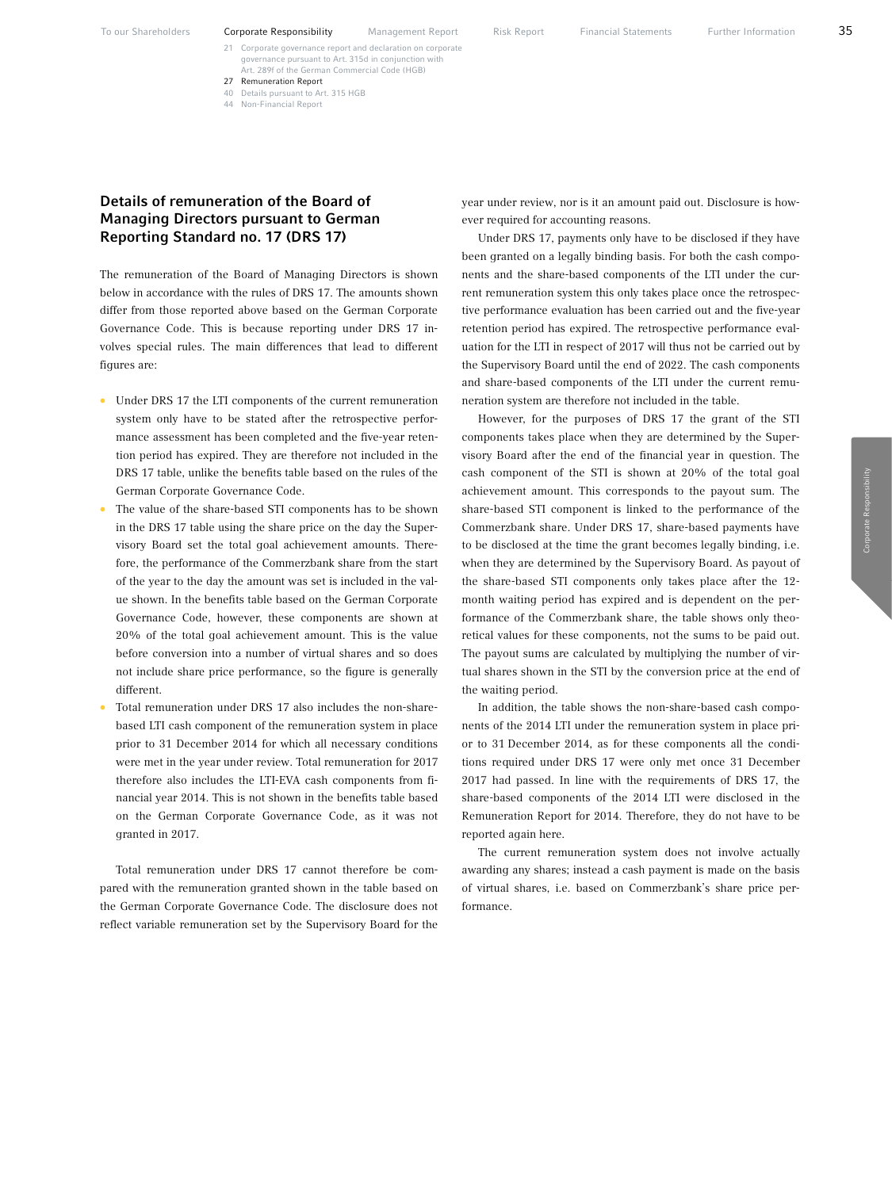## Details of remuneration of the Board of Managing Directors pursuant to German Reporting Standard no. 17 (DRS 17)

The remuneration of the Board of Managing Directors is shown below in accordance with the rules of DRS 17. The amounts shown differ from those reported above based on the German Corporate Governance Code. This is because reporting under DRS 17 involves special rules. The main differences that lead to different figures are:

- Under DRS 17 the LTI components of the current remuneration system only have to be stated after the retrospective performance assessment has been completed and the five-year retention period has expired. They are therefore not included in the DRS 17 table, unlike the benefits table based on the rules of the German Corporate Governance Code.
- The value of the share-based STI components has to be shown in the DRS 17 table using the share price on the day the Supervisory Board set the total goal achievement amounts. Therefore, the performance of the Commerzbank share from the start of the year to the day the amount was set is included in the value shown. In the benefits table based on the German Corporate Governance Code, however, these components are shown at 20% of the total goal achievement amount. This is the value before conversion into a number of virtual shares and so does not include share price performance, so the figure is generally different.
- Total remuneration under DRS 17 also includes the non-share-based LTI cash component of the remuneration system in place prior to 31 December 2014 for which all necessary conditions were met in the year under review. Total remuneration for 2017 therefore also includes the LTI-EVA cash components from financial year 2014. This is not shown in the benefits table based on the German Corporate Governance Code, as it was not granted in 2017.

Total remuneration under DRS 17 cannot therefore be compared with the remuneration granted shown in the table based on the German Corporate Governance Code. The disclosure does not reflect variable remuneration set by the Supervisory Board for the year under review, nor is it an amount paid out. Disclosure is however required for accounting reasons.

Under DRS 17, payments only have to be disclosed if they have been granted on a legally binding basis. For both the cash components and the share-based components of the LTI under the current remuneration system this only takes place once the retrospective performance evaluation has been carried out and the five-year retention period has expired. The retrospective performance evaluation for the LTI in respect of 2017 will thus not be carried out by the Supervisory Board until the end of 2022. The cash components and share-based components of the LTI under the current remuneration system are therefore not included in the table.

However, for the purposes of DRS 17 the grant of the STI components takes place when they are determined by the Supervisory Board after the end of the financial year in question. The cash component of the STI is shown at 20% of the total goal achievement amount. This corresponds to the payout sum. The share-based STI component is linked to the performance of the Commerzbank share. Under DRS 17, share-based payments have to be disclosed at the time the grant becomes legally binding, i.e. when they are determined by the Supervisory Board. As payout of the share-based STI components only takes place after the 12-month waiting period has expired and is dependent on the performance of the Commerzbank share, the table shows only theoretical values for these components, not the sums to be paid out. The payout sums are calculated by multiplying the number of virtual shares shown in the STI by the conversion price at the end of the waiting period.

In addition, the table shows the non-share-based cash components of the 2014 LTI under the remuneration system in place prior to 31 December 2014, as for these components all the conditions required under DRS 17 were only met once 31 December 2017 had passed. In line with the requirements of DRS 17, the share-based components of the 2014 LTI were disclosed in the Remuneration Report for 2014. Therefore, they do not have to be reported again here.

The current remuneration system does not involve actually awarding any shares; instead a cash payment is made on the basis of virtual shares, i.e. based on Commerzbank's share price performance.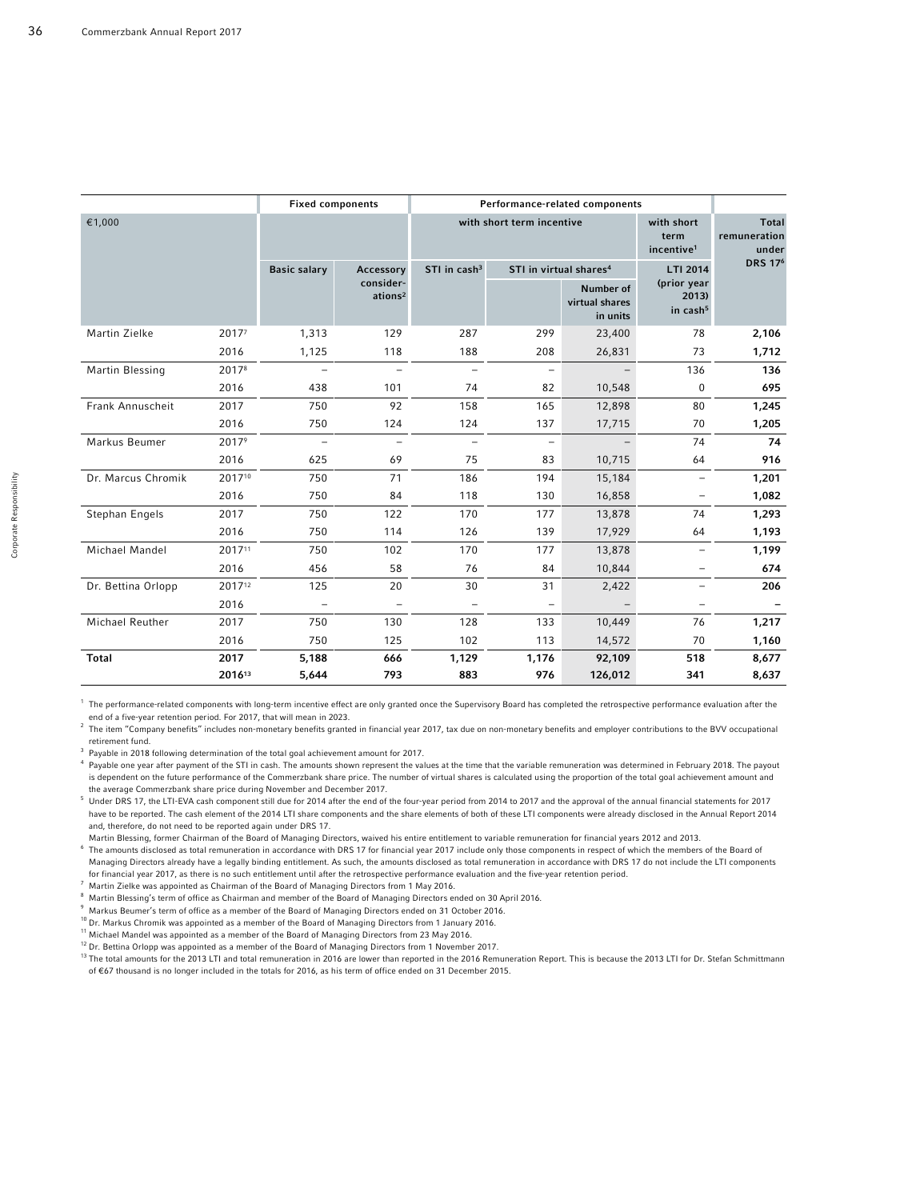| €1,000 | | Fixed components | | Performance-related components | | | | |
|---|---|---|---|---|---|---|---|---|
| | | | | with short term incentive | | | with short term incentive[1] | Total remuneration under DRS 17[6] |
| | | Basic salary | Accessory considerations[2] | STI in cash[3] | STI in virtual shares[4] | Number of virtual shares in units | LTI 2014 (prior year 2013) in cash[5] | |
| Martin Zielke | 2017[7] | 1,313 | 129 | 287 | 299 | 23,400 | 78 | **2,106** |
| | 2016 | 1,125 | 118 | 188 | 208 | 26,831 | 73 | **1,712** |
| Martin Blessing | 2017[8] | – | – | – | – | – | 136 | **136** |
| | 2016 | 438 | 101 | 74 | 82 | 10,548 | 0 | **695** |
| Frank Annuscheit | 2017 | 750 | 92 | 158 | 165 | 12,898 | 80 | **1,245** |
| | 2016 | 750 | 124 | 124 | 137 | 17,715 | 70 | **1,205** |
| Markus Beumer | 2017[9] | – | – | – | – | – | 74 | **74** |
| | 2016 | 625 | 69 | 75 | 83 | 10,715 | 64 | **916** |
| Dr. Marcus Chromik | 2017[10] | 750 | 71 | 186 | 194 | 15,184 | – | **1,201** |
| | 2016 | 750 | 84 | 118 | 130 | 16,858 | – | **1,082** |
| Stephan Engels | 2017 | 750 | 122 | 170 | 177 | 13,878 | 74 | **1,293** |
| | 2016 | 750 | 114 | 126 | 139 | 17,929 | 64 | **1,193** |
| Michael Mandel | 2017[11] | 750 | 102 | 170 | 177 | 13,878 | – | **1,199** |
| | 2016 | 456 | 58 | 76 | 84 | 10,844 | – | **674** |
| Dr. Bettina Orlopp | 2017[12] | 125 | 20 | 30 | 31 | 2,422 | – | **206** |
| | 2016 | – | – | – | – | – | – | **–** |
| Michael Reuther | 2017 | 750 | 130 | 128 | 133 | 10,449 | 76 | **1,217** |
| | 2016 | 750 | 125 | 102 | 113 | 14,572 | 70 | **1,160** |
| **Total** | **2017** | **5,188** | **666** | **1,129** | **1,176** | **92,109** | **518** | **8,677** |
| | **2016[13]** | **5,644** | **793** | **883** | **976** | **126,012** | **341** | **8,637** |

[1] The performance-related components with long-term incentive effect are only granted once the Supervisory Board has completed the retrospective performance evaluation after the end of a five-year retention period. For 2017, that will mean in 2023.

[2] The item "Company benefits" includes non-monetary benefits granted in financial year 2017, tax due on non-monetary benefits and employer contributions to the BVV occupational retirement fund.

[3] Payable in 2018 following determination of the total goal achievement amount for 2017.

[4] Payable one year after payment of the STI in cash. The amounts shown represent the values at the time that the variable remuneration was determined in February 2018. The payout is dependent on the future performance of the Commerzbank share price. The number of virtual shares is calculated using the proportion of the total goal achievement amount and the average Commerzbank share price during November and December 2017.

[5] Under DRS 17, the LTI-EVA cash component still due for 2014 after the end of the four-year period from 2014 to 2017 and the approval of the annual financial statements for 2017 have to be reported. The cash element of the 2014 LTI share components and the share elements of both of these LTI components were already disclosed in the Annual Report 2014 and, therefore, do not need to be reported again under DRS 17.
Martin Blessing, former Chairman of the Board of Managing Directors, waived his entire entitlement to variable remuneration for financial years 2012 and 2013.

[6] The amounts disclosed as total remuneration in accordance with DRS 17 for financial year 2017 include only those components in respect of which the members of the Board of Managing Directors already have a legally binding entitlement. As such, the amounts disclosed as total remuneration in accordance with DRS 17 do not include the LTI components for financial year 2017, as there is no such entitlement until after the retrospective performance evaluation and the five-year retention period.

[7] Martin Zielke was appointed as Chairman of the Board of Managing Directors from 1 May 2016.

[8] Martin Blessing's term of office as Chairman and member of the Board of Managing Directors ended on 30 April 2016.

[9] Markus Beumer's term of office as a member of the Board of Managing Directors ended on 31 October 2016.

[10] Dr. Markus Chromik was appointed as a member of the Board of Managing Directors from 1 January 2016.

[11] Michael Mandel was appointed as a member of the Board of Managing Directors from 23 May 2016.

[12] Dr. Bettina Orlopp was appointed as a member of the Board of Managing Directors from 1 November 2017.

[13] The total amounts for the 2013 LTI and total remuneration in 2016 are lower than reported in the 2016 Remuneration Report. This is because the 2013 LTI for Dr. Stefan Schmittmann of €67 thousand is no longer included in the totals for 2016, as his term of office ended on 31 December 2015.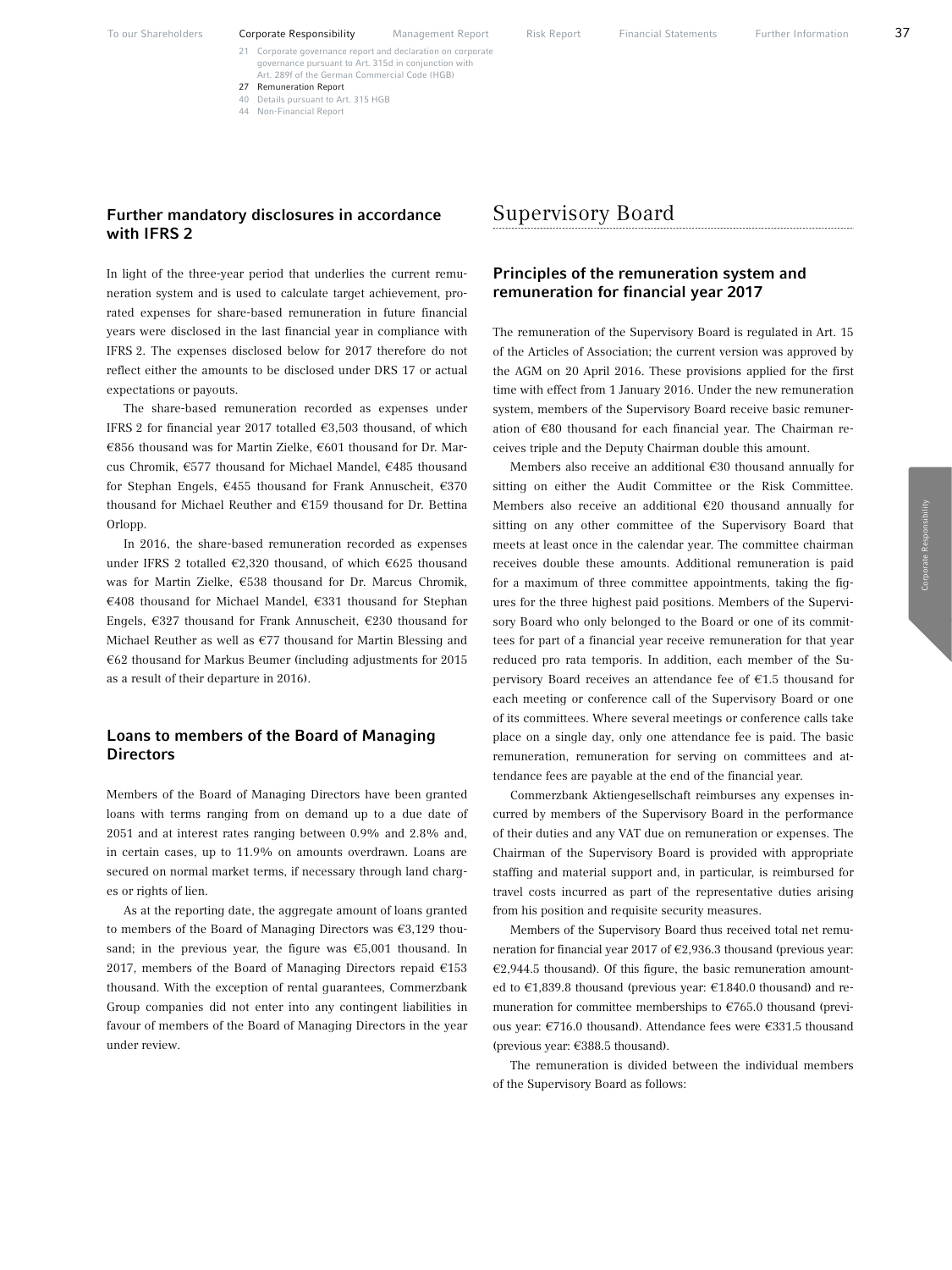## Further mandatory disclosures in accordance with IFRS 2

In light of the three-year period that underlies the current remuneration system and is used to calculate target achievement, prorated expenses for share-based remuneration in future financial years were disclosed in the last financial year in compliance with IFRS 2. The expenses disclosed below for 2017 therefore do not reflect either the amounts to be disclosed under DRS 17 or actual expectations or payouts.

The share-based remuneration recorded as expenses under IFRS 2 for financial year 2017 totalled €3,503 thousand, of which €856 thousand was for Martin Zielke, €601 thousand for Dr. Marcus Chromik, €577 thousand for Michael Mandel, €485 thousand for Stephan Engels, €455 thousand for Frank Annuscheit, €370 thousand for Michael Reuther and €159 thousand for Dr. Bettina Orlopp.

In 2016, the share-based remuneration recorded as expenses under IFRS 2 totalled €2,320 thousand, of which €625 thousand was for Martin Zielke, €538 thousand for Dr. Marcus Chromik, €408 thousand for Michael Mandel, €331 thousand for Stephan Engels, €327 thousand for Frank Annuscheit, €230 thousand for Michael Reuther as well as €77 thousand for Martin Blessing and €62 thousand for Markus Beumer (including adjustments for 2015 as a result of their departure in 2016).

## Loans to members of the Board of Managing Directors

Members of the Board of Managing Directors have been granted loans with terms ranging from on demand up to a due date of 2051 and at interest rates ranging between 0.9% and 2.8% and, in certain cases, up to 11.9% on amounts overdrawn. Loans are secured on normal market terms, if necessary through land charges or rights of lien.

As at the reporting date, the aggregate amount of loans granted to members of the Board of Managing Directors was €3,129 thousand; in the previous year, the figure was €5,001 thousand. In 2017, members of the Board of Managing Directors repaid €153 thousand. With the exception of rental guarantees, Commerzbank Group companies did not enter into any contingent liabilities in favour of members of the Board of Managing Directors in the year under review.

# Supervisory Board

## Principles of the remuneration system and remuneration for financial year 2017

The remuneration of the Supervisory Board is regulated in Art. 15 of the Articles of Association; the current version was approved by the AGM on 20 April 2016. These provisions applied for the first time with effect from 1 January 2016. Under the new remuneration system, members of the Supervisory Board receive basic remuneration of €80 thousand for each financial year. The Chairman receives triple and the Deputy Chairman double this amount.

Members also receive an additional €30 thousand annually for sitting on either the Audit Committee or the Risk Committee. Members also receive an additional €20 thousand annually for sitting on any other committee of the Supervisory Board that meets at least once in the calendar year. The committee chairman receives double these amounts. Additional remuneration is paid for a maximum of three committee appointments, taking the figures for the three highest paid positions. Members of the Supervisory Board who only belonged to the Board or one of its committees for part of a financial year receive remuneration for that year reduced pro rata temporis. In addition, each member of the Supervisory Board receives an attendance fee of €1.5 thousand for each meeting or conference call of the Supervisory Board or one of its committees. Where several meetings or conference calls take place on a single day, only one attendance fee is paid. The basic remuneration, remuneration for serving on committees and attendance fees are payable at the end of the financial year.

Commerzbank Aktiengesellschaft reimburses any expenses incurred by members of the Supervisory Board in the performance of their duties and any VAT due on remuneration or expenses. The Chairman of the Supervisory Board is provided with appropriate staffing and material support and, in particular, is reimbursed for travel costs incurred as part of the representative duties arising from his position and requisite security measures.

Members of the Supervisory Board thus received total net remuneration for financial year 2017 of €2,936.3 thousand (previous year: €2,944.5 thousand). Of this figure, the basic remuneration amounted to €1,839.8 thousand (previous year: €1.840.0 thousand) and remuneration for committee memberships to €765.0 thousand (previous year: €716.0 thousand). Attendance fees were €331.5 thousand (previous year: €388.5 thousand).

The remuneration is divided between the individual members of the Supervisory Board as follows: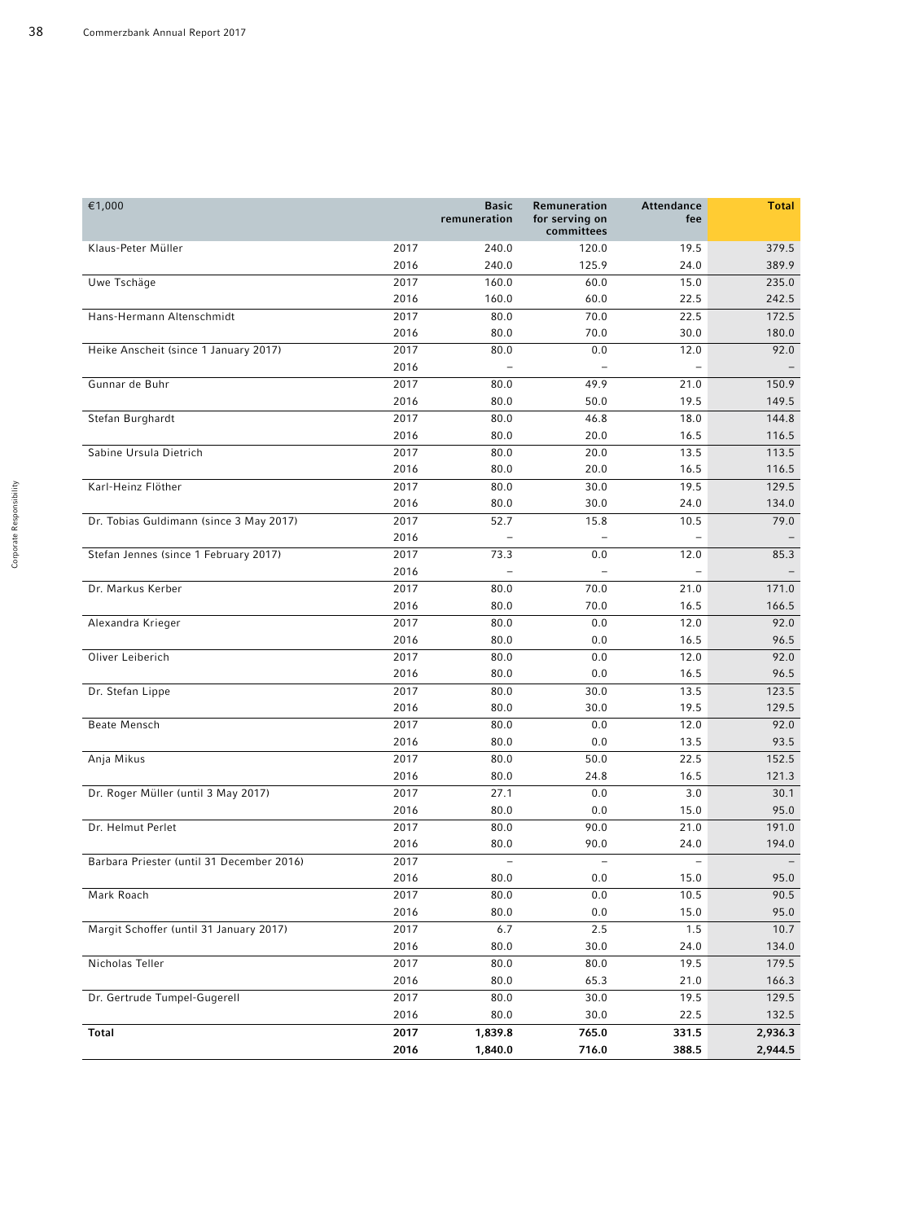| €1,000 | | Basic remuneration | Remuneration for serving on committees | Attendance fee | Total |
|---|---|---|---|---|---|
| Klaus-Peter Müller | 2017 | 240.0 | 120.0 | 19.5 | 379.5 |
| | 2016 | 240.0 | 125.9 | 24.0 | 389.9 |
| Uwe Tschäge | 2017 | 160.0 | 60.0 | 15.0 | 235.0 |
| | 2016 | 160.0 | 60.0 | 22.5 | 242.5 |
| Hans-Hermann Altenschmidt | 2017 | 80.0 | 70.0 | 22.5 | 172.5 |
| | 2016 | 80.0 | 70.0 | 30.0 | 180.0 |
| Heike Anscheit (since 1 January 2017) | 2017 | 80.0 | 0.0 | 12.0 | 92.0 |
| | 2016 | – | – | – | – |
| Gunnar de Buhr | 2017 | 80.0 | 49.9 | 21.0 | 150.9 |
| | 2016 | 80.0 | 50.0 | 19.5 | 149.5 |
| Stefan Burghardt | 2017 | 80.0 | 46.8 | 18.0 | 144.8 |
| | 2016 | 80.0 | 20.0 | 16.5 | 116.5 |
| Sabine Ursula Dietrich | 2017 | 80.0 | 20.0 | 13.5 | 113.5 |
| | 2016 | 80.0 | 20.0 | 16.5 | 116.5 |
| Karl-Heinz Flöther | 2017 | 80.0 | 30.0 | 19.5 | 129.5 |
| | 2016 | 80.0 | 30.0 | 24.0 | 134.0 |
| Dr. Tobias Guldimann (since 3 May 2017) | 2017 | 52.7 | 15.8 | 10.5 | 79.0 |
| | 2016 | – | – | – | – |
| Stefan Jennes (since 1 February 2017) | 2017 | 73.3 | 0.0 | 12.0 | 85.3 |
| | 2016 | – | – | – | – |
| Dr. Markus Kerber | 2017 | 80.0 | 70.0 | 21.0 | 171.0 |
| | 2016 | 80.0 | 70.0 | 16.5 | 166.5 |
| Alexandra Krieger | 2017 | 80.0 | 0.0 | 12.0 | 92.0 |
| | 2016 | 80.0 | 0.0 | 16.5 | 96.5 |
| Oliver Leiberich | 2017 | 80.0 | 0.0 | 12.0 | 92.0 |
| | 2016 | 80.0 | 0.0 | 16.5 | 96.5 |
| Dr. Stefan Lippe | 2017 | 80.0 | 30.0 | 13.5 | 123.5 |
| | 2016 | 80.0 | 30.0 | 19.5 | 129.5 |
| Beate Mensch | 2017 | 80.0 | 0.0 | 12.0 | 92.0 |
| | 2016 | 80.0 | 0.0 | 13.5 | 93.5 |
| Anja Mikus | 2017 | 80.0 | 50.0 | 22.5 | 152.5 |
| | 2016 | 80.0 | 24.8 | 16.5 | 121.3 |
| Dr. Roger Müller (until 3 May 2017) | 2017 | 27.1 | 0.0 | 3.0 | 30.1 |
| | 2016 | 80.0 | 0.0 | 15.0 | 95.0 |
| Dr. Helmut Perlet | 2017 | 80.0 | 90.0 | 21.0 | 191.0 |
| | 2016 | 80.0 | 90.0 | 24.0 | 194.0 |
| Barbara Priester (until 31 December 2016) | 2017 | – | – | – | – |
| | 2016 | 80.0 | 0.0 | 15.0 | 95.0 |
| Mark Roach | 2017 | 80.0 | 0.0 | 10.5 | 90.5 |
| | 2016 | 80.0 | 0.0 | 15.0 | 95.0 |
| Margit Schoffer (until 31 January 2017) | 2017 | 6.7 | 2.5 | 1.5 | 10.7 |
| | 2016 | 80.0 | 30.0 | 24.0 | 134.0 |
| Nicholas Teller | 2017 | 80.0 | 80.0 | 19.5 | 179.5 |
| | 2016 | 80.0 | 65.3 | 21.0 | 166.3 |
| Dr. Gertrude Tumpel-Gugerell | 2017 | 80.0 | 30.0 | 19.5 | 129.5 |
| | 2016 | 80.0 | 30.0 | 22.5 | 132.5 |
| **Total** | **2017** | **1,839.8** | **765.0** | **331.5** | **2,936.3** |
| | **2016** | **1,840.0** | **716.0** | **388.5** | **2,944.5** |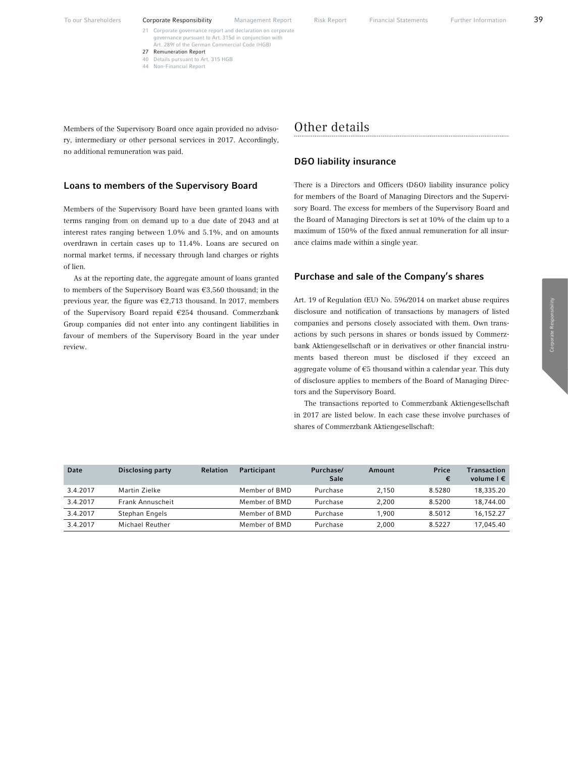Members of the Supervisory Board once again provided no advisory, intermediary or other personal services in 2017. Accordingly, no additional remuneration was paid.

### Loans to members of the Supervisory Board

Members of the Supervisory Board have been granted loans with terms ranging from on demand up to a due date of 2043 and at interest rates ranging between 1.0% and 5.1%, and on amounts overdrawn in certain cases up to 11.4%. Loans are secured on normal market terms, if necessary through land charges or rights of lien.

As at the reporting date, the aggregate amount of loans granted to members of the Supervisory Board was €3,560 thousand; in the previous year, the figure was €2,713 thousand. In 2017, members of the Supervisory Board repaid €254 thousand. Commerzbank Group companies did not enter into any contingent liabilities in favour of members of the Supervisory Board in the year under review.

## Other details

### D&O liability insurance

There is a Directors and Officers (D&O) liability insurance policy for members of the Board of Managing Directors and the Supervisory Board. The excess for members of the Supervisory Board and the Board of Managing Directors is set at 10% of the claim up to a maximum of 150% of the fixed annual remuneration for all insurance claims made within a single year.

### Purchase and sale of the Company's shares

Art. 19 of Regulation (EU) No. 596/2014 on market abuse requires disclosure and notification of transactions by managers of listed companies and persons closely associated with them. Own transactions by such persons in shares or bonds issued by Commerzbank Aktiengesellschaft or in derivatives or other financial instruments based thereon must be disclosed if they exceed an aggregate volume of €5 thousand within a calendar year. This duty of disclosure applies to members of the Board of Managing Directors and the Supervisory Board.

The transactions reported to Commerzbank Aktiengesellschaft in 2017 are listed below. In each case these involve purchases of shares of Commerzbank Aktiengesellschaft:

| Date | Disclosing party | Relation | Participant | Purchase/ Sale | Amount | Price € | Transaction volume I € |
|---|---|---|---|---|---|---|---|
| 3.4.2017 | Martin Zielke | | Member of BMD | Purchase | 2,150 | 8.5280 | 18,335.20 |
| 3.4.2017 | Frank Annuscheit | | Member of BMD | Purchase | 2,200 | 8.5200 | 18,744.00 |
| 3.4.2017 | Stephan Engels | | Member of BMD | Purchase | 1,900 | 8.5012 | 16,152.27 |
| 3.4.2017 | Michael Reuther | | Member of BMD | Purchase | 2,000 | 8.5227 | 17,045.40 |